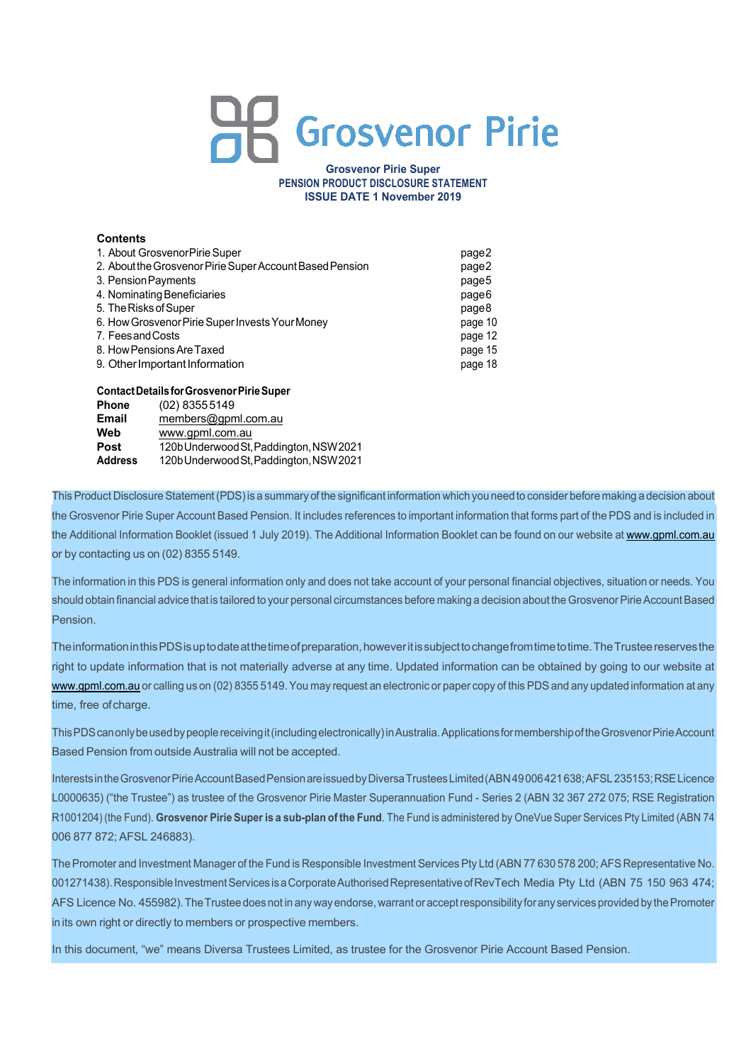# Grosvenor Pirie

**Grosvenor Pirie Super**
**PENSION PRODUCT DISCLOSURE STATEMENT**
**ISSUE DATE 1 November 2019**

**Contents**

| | |
|---|---|
| 1. About Grosvenor Pirie Super | page 2 |
| 2. About the Grosvenor Pirie Super Account Based Pension | page 2 |
| 3. Pension Payments | page 5 |
| 4. Nominating Beneficiaries | page 6 |
| 5. The Risks of Super | page 8 |
| 6. How Grosvenor Pirie Super Invests Your Money | page 10 |
| 7. Fees and Costs | page 12 |
| 8. How Pensions Are Taxed | page 15 |
| 9. Other Important Information | page 18 |

**Contact Details for Grosvenor Pirie Super**

| | |
|---|---|
| **Phone** | (02) 8355 5149 |
| **Email** | members@gpml.com.au |
| **Web** | www.gpml.com.au |
| **Post** | 120b Underwood St, Paddington, NSW 2021 |
| **Address** | 120b Underwood St, Paddington, NSW 2021 |

This Product Disclosure Statement (PDS) is a summary of the significant information which you need to consider before making a decision about the Grosvenor Pirie Super Account Based Pension. It includes references to important information that forms part of the PDS and is included in the Additional Information Booklet (issued 1 July 2019). The Additional Information Booklet can be found on our website at www.gpml.com.au or by contacting us on (02) 8355 5149.

The information in this PDS is general information only and does not take account of your personal financial objectives, situation or needs. You should obtain financial advice that is tailored to your personal circumstances before making a decision about the Grosvenor Pirie Account Based Pension.

The information in this PDS is up to date at the time of preparation, however it is subject to change from time to time. The Trustee reserves the right to update information that is not materially adverse at any time. Updated information can be obtained by going to our website at www.gpml.com.au or calling us on (02) 8355 5149. You may request an electronic or paper copy of this PDS and any updated information at any time, free of charge.

This PDS can only be used by people receiving it (including electronically) in Australia. Applications for membership of the Grosvenor Pirie Account Based Pension from outside Australia will not be accepted.

Interests in the Grosvenor Pirie Account Based Pension are issued by Diversa Trustees Limited (ABN 49 006 421 638; AFSL 235153; RSE Licence L0000635) ("the Trustee") as trustee of the Grosvenor Pirie Master Superannuation Fund - Series 2 (ABN 32 367 272 075; RSE Registration R1001204) (the Fund). **Grosvenor Pirie Super is a sub-plan of the Fund**. The Fund is administered by OneVue Super Services Pty Limited (ABN 74 006 877 872; AFSL 246883).

The Promoter and Investment Manager of the Fund is Responsible Investment Services Pty Ltd (ABN 77 630 578 200; AFS Representative No. 001271438). Responsible Investment Services is a Corporate Authorised Representative of RevTech Media Pty Ltd (ABN 75 150 963 474; AFS Licence No. 455982). The Trustee does not in any way endorse, warrant or accept responsibility for any services provided by the Promoter in its own right or directly to members or prospective members.

In this document, "we" means Diversa Trustees Limited, as trustee for the Grosvenor Pirie Account Based Pension.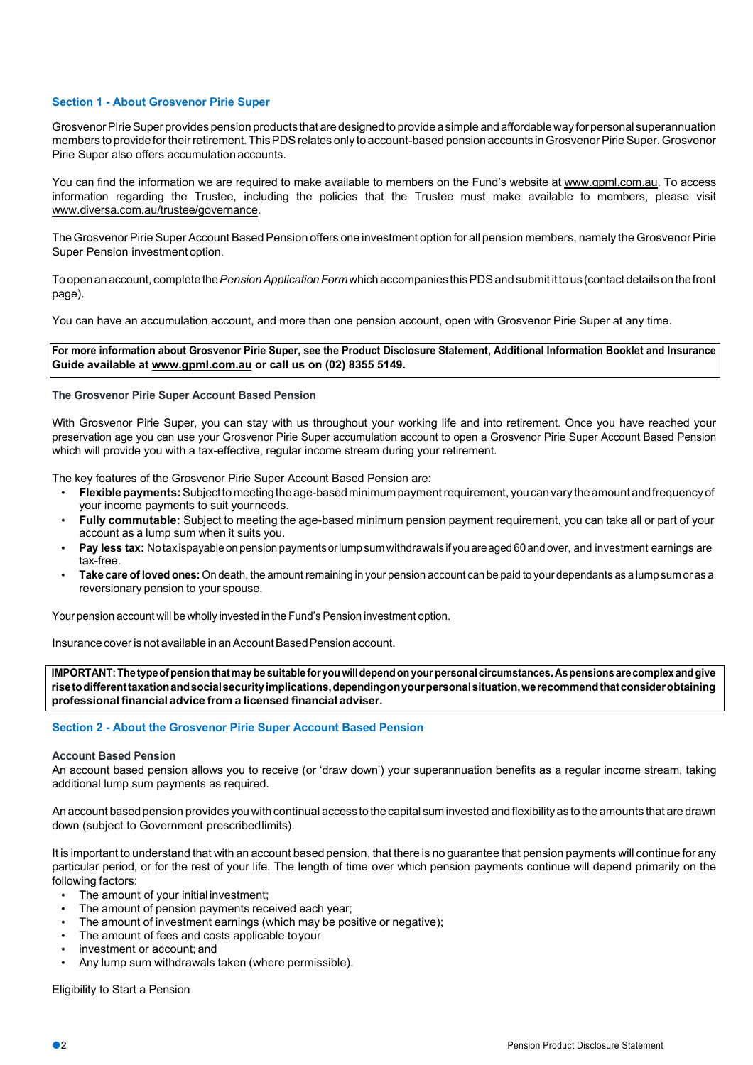## Section 1 - About Grosvenor Pirie Super

Grosvenor Pirie Super provides pension products that are designed to provide a simple and affordable way for personal superannuation members to provide for their retirement. This PDS relates only to account-based pension accounts in Grosvenor Pirie Super. Grosvenor Pirie Super also offers accumulation accounts.

You can find the information we are required to make available to members on the Fund's website at www.gpml.com.au. To access information regarding the Trustee, including the policies that the Trustee must make available to members, please visit www.diversa.com.au/trustee/governance.

The Grosvenor Pirie Super Account Based Pension offers one investment option for all pension members, namely the Grosvenor Pirie Super Pension investment option.

To open an account, complete the *Pension Application Form* which accompanies this PDS and submit it to us (contact details on the front page).

You can have an accumulation account, and more than one pension account, open with Grosvenor Pirie Super at any time.

**For more information about Grosvenor Pirie Super, see the Product Disclosure Statement, Additional Information Booklet and Insurance Guide available at www.gpml.com.au or call us on (02) 8355 5149.**

### The Grosvenor Pirie Super Account Based Pension

With Grosvenor Pirie Super, you can stay with us throughout your working life and into retirement. Once you have reached your preservation age you can use your Grosvenor Pirie Super accumulation account to open a Grosvenor Pirie Super Account Based Pension which will provide you with a tax-effective, regular income stream during your retirement.

The key features of the Grosvenor Pirie Super Account Based Pension are:

- **Flexible payments:** Subject to meeting the age-based minimum payment requirement, you can vary the amount and frequency of your income payments to suit your needs.
- **Fully commutable:** Subject to meeting the age-based minimum pension payment requirement, you can take all or part of your account as a lump sum when it suits you.
- **Pay less tax:** No tax is payable on pension payments or lump sum withdrawals if you are aged 60 and over, and investment earnings are tax-free.
- **Take care of loved ones:** On death, the amount remaining in your pension account can be paid to your dependants as a lump sum or as a reversionary pension to your spouse.

Your pension account will be wholly invested in the Fund's Pension investment option.

Insurance cover is not available in an Account Based Pension account.

**IMPORTANT: The type of pension that may be suitable for you will depend on your personal circumstances. As pensions are complex and give rise to different taxation and social security implications, depending on your personal situation, we recommend that consider obtaining professional financial advice from a licensed financial adviser.**

## Section 2 - About the Grosvenor Pirie Super Account Based Pension

### Account Based Pension

An account based pension allows you to receive (or 'draw down') your superannuation benefits as a regular income stream, taking additional lump sum payments as required.

An account based pension provides you with continual access to the capital sum invested and flexibility as to the amounts that are drawn down (subject to Government prescribed limits).

It is important to understand that with an account based pension, that there is no guarantee that pension payments will continue for any particular period, or for the rest of your life. The length of time over which pension payments continue will depend primarily on the following factors:

- The amount of your initial investment;
- The amount of pension payments received each year;
- The amount of investment earnings (which may be positive or negative);
- The amount of fees and costs applicable to your
- investment or account; and
- Any lump sum withdrawals taken (where permissible).

Eligibility to Start a Pension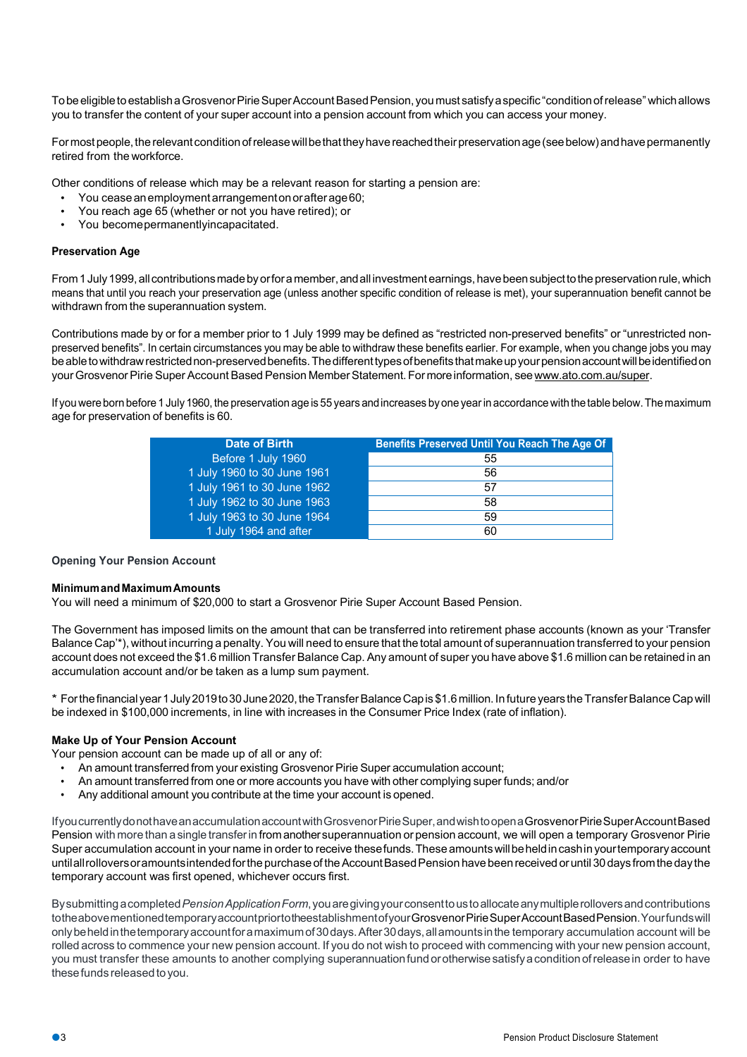To be eligible to establish a Grosvenor Pirie Super Account Based Pension, you must satisfy a specific "condition of release" which allows you to transfer the content of your super account into a pension account from which you can access your money.

For most people, the relevant condition of release will be that they have reached their preservation age (see below) and have permanently retired from the workforce.

Other conditions of release which may be a relevant reason for starting a pension are:

- You cease an employment arrangement on or after age 60;
- You reach age 65 (whether or not you have retired); or
- You become permanently incapacitated.

**Preservation Age**

From 1 July 1999, all contributions made by or for a member, and all investment earnings, have been subject to the preservation rule, which means that until you reach your preservation age (unless another specific condition of release is met), your superannuation benefit cannot be withdrawn from the superannuation system.

Contributions made by or for a member prior to 1 July 1999 may be defined as "restricted non-preserved benefits" or "unrestricted non-preserved benefits". In certain circumstances you may be able to withdraw these benefits earlier. For example, when you change jobs you may be able to withdraw restricted non-preserved benefits. The different types of benefits that make up your pension account will be identified on your Grosvenor Pirie Super Account Based Pension Member Statement. For more information, see www.ato.com.au/super.

If you were born before 1 July 1960, the preservation age is 55 years and increases by one year in accordance with the table below. The maximum age for preservation of benefits is 60.

| Date of Birth | Benefits Preserved Until You Reach The Age Of |
|---|---|
| Before 1 July 1960 | 55 |
| 1 July 1960 to 30 June 1961 | 56 |
| 1 July 1961 to 30 June 1962 | 57 |
| 1 July 1962 to 30 June 1963 | 58 |
| 1 July 1963 to 30 June 1964 | 59 |
| 1 July 1964 and after | 60 |

**Opening Your Pension Account**

**Minimum and Maximum Amounts**

You will need a minimum of $20,000 to start a Grosvenor Pirie Super Account Based Pension.

The Government has imposed limits on the amount that can be transferred into retirement phase accounts (known as your 'Transfer Balance Cap'*), without incurring a penalty. You will need to ensure that the total amount of superannuation transferred to your pension account does not exceed the $1.6 million Transfer Balance Cap. Any amount of super you have above $1.6 million can be retained in an accumulation account and/or be taken as a lump sum payment.

* For the financial year 1 July 2019 to 30 June 2020, the Transfer Balance Cap is $1.6 million. In future years the Transfer Balance Cap will be indexed in $100,000 increments, in line with increases in the Consumer Price Index (rate of inflation).

**Make Up of Your Pension Account**

Your pension account can be made up of all or any of:

- An amount transferred from your existing Grosvenor Pirie Super accumulation account;
- An amount transferred from one or more accounts you have with other complying super funds; and/or
- Any additional amount you contribute at the time your account is opened.

If you currently do not have an accumulation account with Grosvenor Pirie Super, and wish to open a Grosvenor Pirie Super Account Based Pension with more than a single transfer in from another superannuation or pension account, we will open a temporary Grosvenor Pirie Super accumulation account in your name in order to receive these funds. These amounts will be held in cash in your temporary account until all rollovers or amounts intended for the purchase of the Account Based Pension have been received or until 30 days from the day the temporary account was first opened, whichever occurs first.

By submitting a completed *Pension Application Form*, you are giving your consent to us to allocate any multiple rollovers and contributions to the abovementioned temporary account prior to the establishment of your Grosvenor Pirie Super Account Based Pension. Your funds will only be held in the temporary account for a maximum of 30 days. After 30 days, all amounts in the temporary accumulation account will be rolled across to commence your new pension account. If you do not wish to proceed with commencing with your new pension account, you must transfer these amounts to another complying superannuation fund or otherwise satisfy a condition of release in order to have these funds released to you.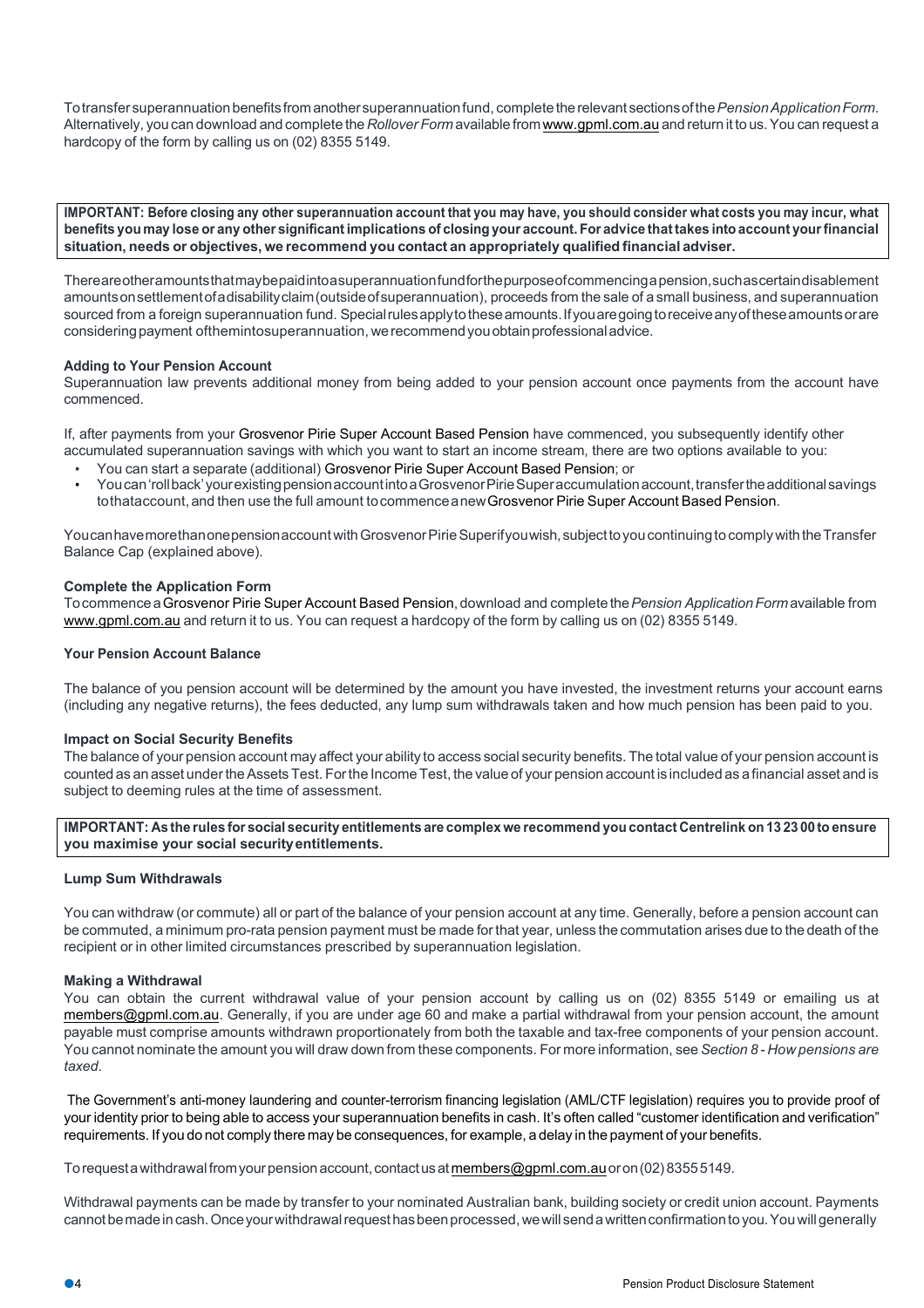To transfer superannuation benefits from another superannuation fund, complete the relevant sections of the *Pension Application Form*. Alternatively, you can download and complete the *Rollover Form* available from www.gpml.com.au and return it to us. You can request a hardcopy of the form by calling us on (02) 8355 5149.

**IMPORTANT: Before closing any other superannuation account that you may have, you should consider what costs you may incur, what benefits you may lose or any other significant implications of closing your account. For advice that takes into account your financial situation, needs or objectives, we recommend you contact an appropriately qualified financial adviser.**

There are other amounts that may be paid into a superannuation fund for the purpose of commencing a pension, such as certain disablement amounts on settlement of a disability claim (outside of superannuation), proceeds from the sale of a small business, and superannuation sourced from a foreign superannuation fund. Special rules apply to these amounts. If you are going to receive any of these amounts or are considering payment of them into superannuation, we recommend you obtain professional advice.

**Adding to Your Pension Account**

Superannuation law prevents additional money from being added to your pension account once payments from the account have commenced.

If, after payments from your Grosvenor Pirie Super Account Based Pension have commenced, you subsequently identify other accumulated superannuation savings with which you want to start an income stream, there are two options available to you:

- You can start a separate (additional) Grosvenor Pirie Super Account Based Pension; or
- You can 'roll back' your existing pension account into a Grosvenor Pirie Super accumulation account, transfer the additional savings to that account, and then use the full amount to commence a new Grosvenor Pirie Super Account Based Pension.

You can have more than one pension account with Grosvenor Pirie Super if you wish, subject to you continuing to comply with the Transfer Balance Cap (explained above).

**Complete the Application Form**

To commence a Grosvenor Pirie Super Account Based Pension, download and complete the *Pension Application Form* available from www.gpml.com.au and return it to us. You can request a hardcopy of the form by calling us on (02) 8355 5149.

**Your Pension Account Balance**

The balance of you pension account will be determined by the amount you have invested, the investment returns your account earns (including any negative returns), the fees deducted, any lump sum withdrawals taken and how much pension has been paid to you.

**Impact on Social Security Benefits**

The balance of your pension account may affect your ability to access social security benefits. The total value of your pension account is counted as an asset under the Assets Test. For the Income Test, the value of your pension account is included as a financial asset and is subject to deeming rules at the time of assessment.

**IMPORTANT: As the rules for social security entitlements are complex we recommend you contact Centrelink on 13 23 00 to ensure you maximise your social security entitlements.**

**Lump Sum Withdrawals**

You can withdraw (or commute) all or part of the balance of your pension account at any time. Generally, before a pension account can be commuted, a minimum pro-rata pension payment must be made for that year, unless the commutation arises due to the death of the recipient or in other limited circumstances prescribed by superannuation legislation.

**Making a Withdrawal**

You can obtain the current withdrawal value of your pension account by calling us on (02) 8355 5149 or emailing us at members@gpml.com.au. Generally, if you are under age 60 and make a partial withdrawal from your pension account, the amount payable must comprise amounts withdrawn proportionately from both the taxable and tax-free components of your pension account. You cannot nominate the amount you will draw down from these components. For more information, see *Section 8 - How pensions are taxed*.

The Government's anti-money laundering and counter-terrorism financing legislation (AML/CTF legislation) requires you to provide proof of your identity prior to being able to access your superannuation benefits in cash. It's often called "customer identification and verification" requirements. If you do not comply there may be consequences, for example, a delay in the payment of your benefits.

To request a withdrawal from your pension account, contact us at members@gpml.com.au or on (02) 8355 5149.

Withdrawal payments can be made by transfer to your nominated Australian bank, building society or credit union account. Payments cannot be made in cash. Once your withdrawal request has been processed, we will send a written confirmation to you. You will generally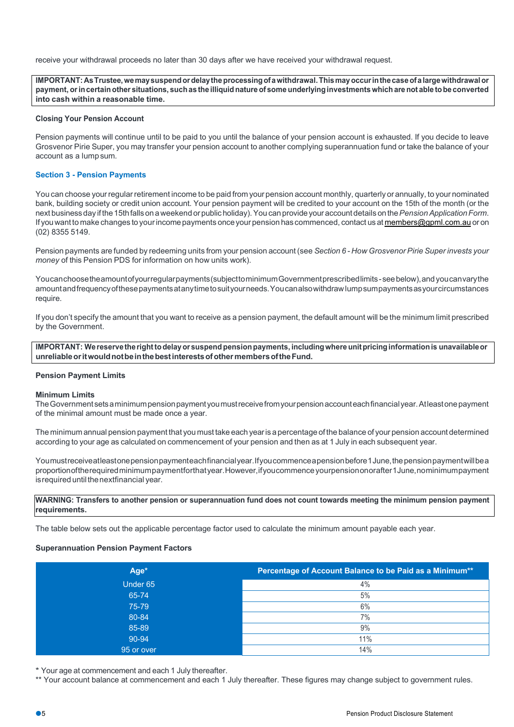receive your withdrawal proceeds no later than 30 days after we have received your withdrawal request.

**IMPORTANT: As Trustee, we may suspend or delay the processing of a withdrawal. This may occur in the case of a large withdrawal or payment, or in certain other situations, such as the illiquid nature of some underlying investments which are not able to be converted into cash within a reasonable time.**

**Closing Your Pension Account**

Pension payments will continue until to be paid to you until the balance of your pension account is exhausted. If you decide to leave Grosvenor Pirie Super, you may transfer your pension account to another complying superannuation fund or take the balance of your account as a lump sum.

## Section 3 - Pension Payments

You can choose your regular retirement income to be paid from your pension account monthly, quarterly or annually, to your nominated bank, building society or credit union account. Your pension payment will be credited to your account on the 15th of the month (or the next business day if the 15th falls on a weekend or public holiday). You can provide your account details on the *Pension Application Form*. If you want to make changes to your income payments once your pension has commenced, contact us at members@gpml.com.au or on (02) 8355 5149.

Pension payments are funded by redeeming units from your pension account (see *Section 6 - How Grosvenor Pirie Super invests your money* of this Pension PDS for information on how units work).

You can choose the amount of your regular payments (subject to minimum Government prescribed limits - see below), and you can vary the amount and frequency of these payments at any time to suit your needs. You can also withdraw lump sum payments as your circumstances require.

If you don't specify the amount that you want to receive as a pension payment, the default amount will be the minimum limit prescribed by the Government.

**IMPORTANT: We reserve the right to delay or suspend pension payments, including where unit pricing information is unavailable or unreliable or it would not be in the best interests of other members of the Fund.**

**Pension Payment Limits**

**Minimum Limits**
The Government sets a minimum pension payment you must receive from your pension account each financial year. At least one payment of the minimal amount must be made once a year.

The minimum annual pension payment that you must take each year is a percentage of the balance of your pension account determined according to your age as calculated on commencement of your pension and then as at 1 July in each subsequent year.

You must receive at least one pension payment each financial year. If you commence a pension before 1 June, the pension payment will be a proportion of the required minimum payment for that year. However, if you commence your pension on or after 1 June, no minimum payment is required until the next financial year.

**WARNING: Transfers to another pension or superannuation fund does not count towards meeting the minimum pension payment requirements.**

The table below sets out the applicable percentage factor used to calculate the minimum amount payable each year.

**Superannuation Pension Payment Factors**

| Age* | Percentage of Account Balance to be Paid as a Minimum** |
|---|---|
| Under 65 | 4% |
| 65-74 | 5% |
| 75-79 | 6% |
| 80-84 | 7% |
| 85-89 | 9% |
| 90-94 | 11% |
| 95 or over | 14% |

\* Your age at commencement and each 1 July thereafter.
\*\* Your account balance at commencement and each 1 July thereafter. These figures may change subject to government rules.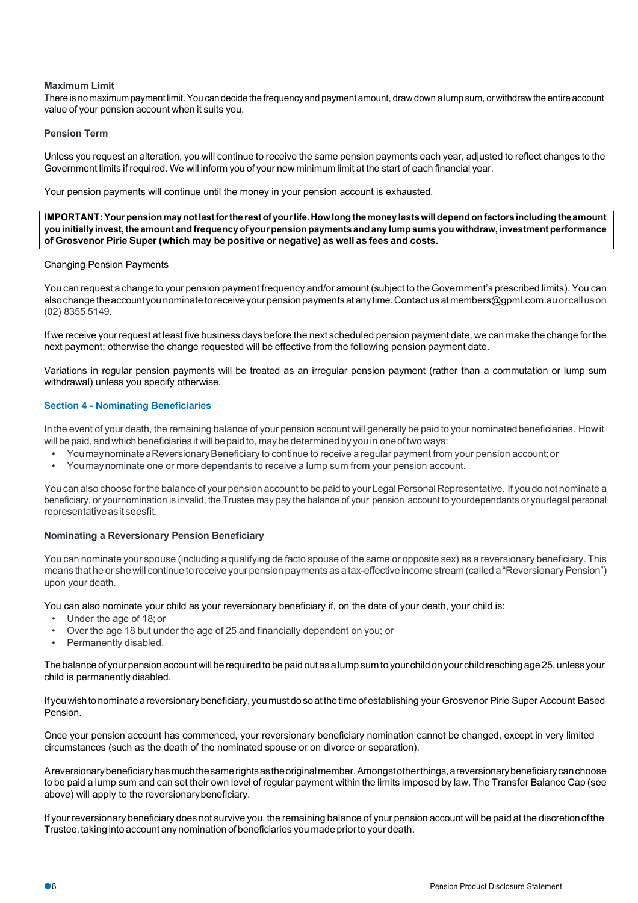**Maximum Limit**

There is no maximum payment limit. You can decide the frequency and payment amount, draw down a lump sum, or withdraw the entire account value of your pension account when it suits you.

**Pension Term**

Unless you request an alteration, you will continue to receive the same pension payments each year, adjusted to reflect changes to the Government limits if required. We will inform you of your new minimum limit at the start of each financial year.

Your pension payments will continue until the money in your pension account is exhausted.

**IMPORTANT: Your pension may not last for the rest of your life. How long the money lasts will depend on factors including the amount you initially invest, the amount and frequency of your pension payments and any lump sums you withdraw, investment performance of Grosvenor Pirie Super (which may be positive or negative) as well as fees and costs.**

Changing Pension Payments

You can request a change to your pension payment frequency and/or amount (subject to the Government's prescribed limits). You can also change the account you nominate to receive your pension payments at any time. Contact us at members@gpml.com.au or call us on (02) 8355 5149.

If we receive your request at least five business days before the next scheduled pension payment date, we can make the change for the next payment; otherwise the change requested will be effective from the following pension payment date.

Variations in regular pension payments will be treated as an irregular pension payment (rather than a commutation or lump sum withdrawal) unless you specify otherwise.

## Section 4 - Nominating Beneficiaries

In the event of your death, the remaining balance of your pension account will generally be paid to your nominated beneficiaries. How it will be paid, and which beneficiaries it will be paid to, may be determined by you in one of two ways:

- You may nominate a Reversionary Beneficiary to continue to receive a regular payment from your pension account; or
- You may nominate one or more dependants to receive a lump sum from your pension account.

You can also choose for the balance of your pension account to be paid to your Legal Personal Representative. If you do not nominate a beneficiary, or your nomination is invalid, the Trustee may pay the balance of your pension account to your dependants or your legal personal representative as it sees fit.

**Nominating a Reversionary Pension Beneficiary**

You can nominate your spouse (including a qualifying de facto spouse of the same or opposite sex) as a reversionary beneficiary. This means that he or she will continue to receive your pension payments as a tax-effective income stream (called a "Reversionary Pension") upon your death.

You can also nominate your child as your reversionary beneficiary if, on the date of your death, your child is:

- Under the age of 18; or
- Over the age 18 but under the age of 25 and financially dependent on you; or
- Permanently disabled.

The balance of your pension account will be required to be paid out as a lump sum to your child on your child reaching age 25, unless your child is permanently disabled.

If you wish to nominate a reversionary beneficiary, you must do so at the time of establishing your Grosvenor Pirie Super Account Based Pension.

Once your pension account has commenced, your reversionary beneficiary nomination cannot be changed, except in very limited circumstances (such as the death of the nominated spouse or on divorce or separation).

A reversionary beneficiary has much the same rights as the original member. Amongst other things, a reversionary beneficiary can choose to be paid a lump sum and can set their own level of regular payment within the limits imposed by law. The Transfer Balance Cap (see above) will apply to the reversionary beneficiary.

If your reversionary beneficiary does not survive you, the remaining balance of your pension account will be paid at the discretion of the Trustee, taking into account any nomination of beneficiaries you made prior to your death.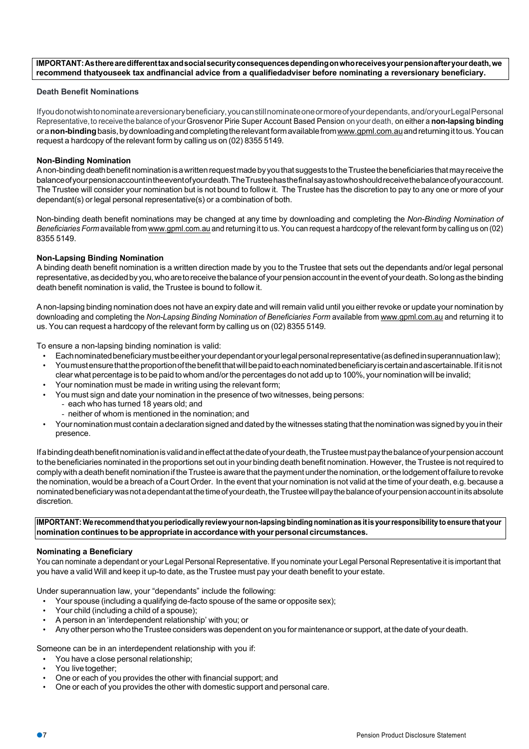**IMPORTANT: As there are different tax and social security consequences depending on who receives your pension after your death, we recommend that you seek tax and financial advice from a qualified adviser before nominating a reversionary beneficiary.**

### Death Benefit Nominations

If you do not wish to nominate a reversionary beneficiary, you can still nominate one or more of your dependants, and/or your Legal Personal Representative, to receive the balance of your Grosvenor Pirie Super Account Based Pension on your death, on either a **non-lapsing binding** or a **non-binding** basis, by downloading and completing the relevant form available from www.gpml.com.au and returning it to us. You can request a hardcopy of the relevant form by calling us on (02) 8355 5149.

#### Non-Binding Nomination

A non-binding death benefit nomination is a written request made by you that suggests to the Trustee the beneficiaries that may receive the balance of your pension account in the event of your death. The Trustee has the final say as to who should receive the balance of your account. The Trustee will consider your nomination but is not bound to follow it. The Trustee has the discretion to pay to any one or more of your dependant(s) or legal personal representative(s) or a combination of both.

Non-binding death benefit nominations may be changed at any time by downloading and completing the *Non-Binding Nomination of Beneficiaries Form* available from www.gpml.com.au and returning it to us. You can request a hardcopy of the relevant form by calling us on (02) 8355 5149.

#### Non-Lapsing Binding Nomination

A binding death benefit nomination is a written direction made by you to the Trustee that sets out the dependants and/or legal personal representative, as decided by you, who are to receive the balance of your pension account in the event of your death. So long as the binding death benefit nomination is valid, the Trustee is bound to follow it.

A non-lapsing binding nomination does not have an expiry date and will remain valid until you either revoke or update your nomination by downloading and completing the *Non-Lapsing Binding Nomination of Beneficiaries Form* available from www.gpml.com.au and returning it to us. You can request a hardcopy of the relevant form by calling us on (02) 8355 5149.

To ensure a non-lapsing binding nomination is valid:

- Each nominated beneficiary must be either your dependant or your legal personal representative (as defined in superannuation law);
- You must ensure that the proportion of the benefit that will be paid to each nominated beneficiary is certain and ascertainable. If it is not clear what percentage is to be paid to whom and/or the percentages do not add up to 100%, your nomination will be invalid;
- Your nomination must be made in writing using the relevant form;
- You must sign and date your nomination in the presence of two witnesses, being persons:
  - each who has turned 18 years old; and
  - neither of whom is mentioned in the nomination; and
- Your nomination must contain a declaration signed and dated by the witnesses stating that the nomination was signed by you in their presence.

If a binding death benefit nomination is valid and in effect at the date of your death, the Trustee must pay the balance of your pension account to the beneficiaries nominated in the proportions set out in your binding death benefit nomination. However, the Trustee is not required to comply with a death benefit nomination if the Trustee is aware that the payment under the nomination, or the lodgement of failure to revoke the nomination, would be a breach of a Court Order. In the event that your nomination is not valid at the time of your death, e.g. because a nominated beneficiary was not a dependant at the time of your death, the Trustee will pay the balance of your pension account in its absolute discretion.

**IMPORTANT: We recommend that you periodically review your non-lapsing binding nomination as it is your responsibility to ensure that your nomination continues to be appropriate in accordance with your personal circumstances.**

#### Nominating a Beneficiary

You can nominate a dependant or your Legal Personal Representative. If you nominate your Legal Personal Representative it is important that you have a valid Will and keep it up-to date, as the Trustee must pay your death benefit to your estate.

Under superannuation law, your "dependants" include the following:

- Your spouse (including a qualifying de-facto spouse of the same or opposite sex);
- Your child (including a child of a spouse);
- A person in an 'interdependent relationship' with you; or
- Any other person who the Trustee considers was dependent on you for maintenance or support, at the date of your death.

Someone can be in an interdependent relationship with you if:

- You have a close personal relationship;
- You live together;
- One or each of you provides the other with financial support; and
- One or each of you provides the other with domestic support and personal care.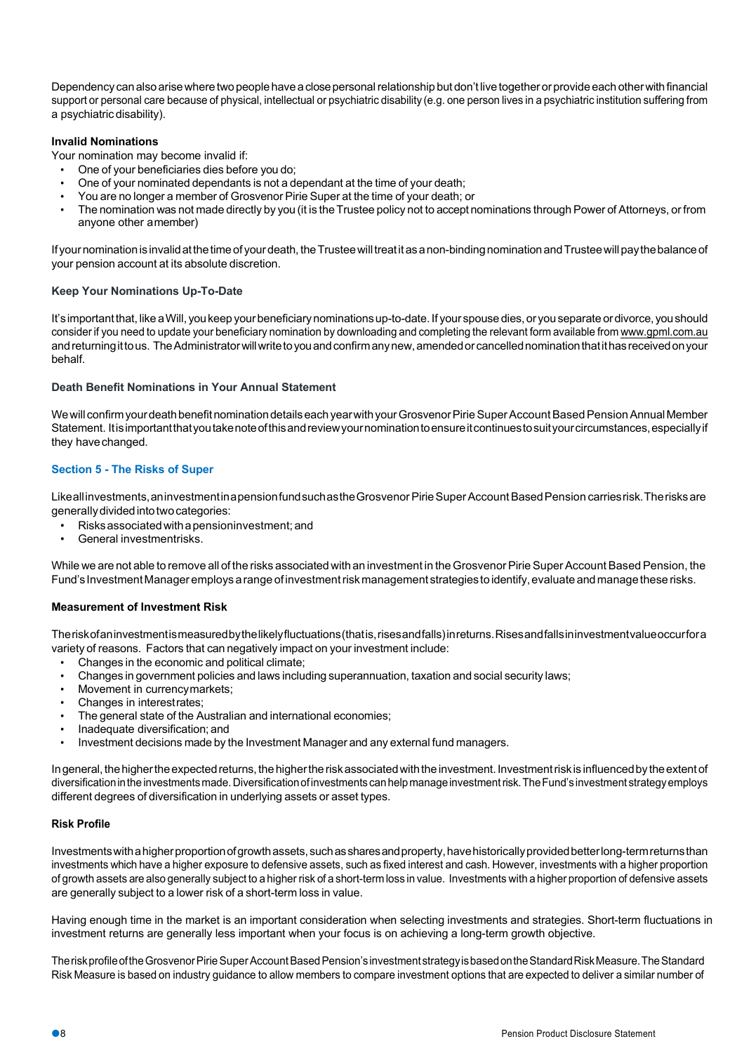Dependency can also arise where two people have a close personal relationship but don't live together or provide each other with financial support or personal care because of physical, intellectual or psychiatric disability (e.g. one person lives in a psychiatric institution suffering from a psychiatric disability).

**Invalid Nominations**

Your nomination may become invalid if:

- One of your beneficiaries dies before you do;
- One of your nominated dependants is not a dependant at the time of your death;
- You are no longer a member of Grosvenor Pirie Super at the time of your death; or
- The nomination was not made directly by you (it is the Trustee policy not to accept nominations through Power of Attorneys, or from anyone other a member)

If your nomination is invalid at the time of your death, the Trustee will treat it as a non-binding nomination and Trustee will pay the balance of your pension account at its absolute discretion.

**Keep Your Nominations Up-To-Date**

It's important that, like a Will, you keep your beneficiary nominations up-to-date. If your spouse dies, or you separate or divorce, you should consider if you need to update your beneficiary nomination by downloading and completing the relevant form available from www.gpml.com.au and returning it to us. The Administrator will write to you and confirm any new, amended or cancelled nomination that it has received on your behalf.

**Death Benefit Nominations in Your Annual Statement**

We will confirm your death benefit nomination details each year with your Grosvenor Pirie Super Account Based Pension Annual Member Statement. It is important that you take note of this and review your nomination to ensure it continues to suit your circumstances, especially if they have changed.

## Section 5 - The Risks of Super

Like all investments, an investment in a pension fund such as the Grosvenor Pirie Super Account Based Pension carries risk. The risks are generally divided into two categories:

- Risks associated with a pension investment; and
- General investment risks.

While we are not able to remove all of the risks associated with an investment in the Grosvenor Pirie Super Account Based Pension, the Fund's Investment Manager employs a range of investment risk management strategies to identify, evaluate and manage these risks.

**Measurement of Investment Risk**

The risk of an investment is measured by the likely fluctuations (that is, rises and falls) in returns. Rises and falls in investment value occur for a variety of reasons. Factors that can negatively impact on your investment include:

- Changes in the economic and political climate;
- Changes in government policies and laws including superannuation, taxation and social security laws;
- Movement in currency markets;
- Changes in interest rates;
- The general state of the Australian and international economies;
- Inadequate diversification; and
- Investment decisions made by the Investment Manager and any external fund managers.

In general, the higher the expected returns, the higher the risk associated with the investment. Investment risk is influenced by the extent of diversification in the investments made. Diversification of investments can help manage investment risk. The Fund's investment strategy employs different degrees of diversification in underlying assets or asset types.

**Risk Profile**

Investments with a higher proportion of growth assets, such as shares and property, have historically provided better long-term returns than investments which have a higher exposure to defensive assets, such as fixed interest and cash. However, investments with a higher proportion of growth assets are also generally subject to a higher risk of a short-term loss in value. Investments with a higher proportion of defensive assets are generally subject to a lower risk of a short-term loss in value.

Having enough time in the market is an important consideration when selecting investments and strategies. Short-term fluctuations in investment returns are generally less important when your focus is on achieving a long-term growth objective.

The risk profile of the Grosvenor Pirie Super Account Based Pension's investment strategy is based on the Standard Risk Measure. The Standard Risk Measure is based on industry guidance to allow members to compare investment options that are expected to deliver a similar number of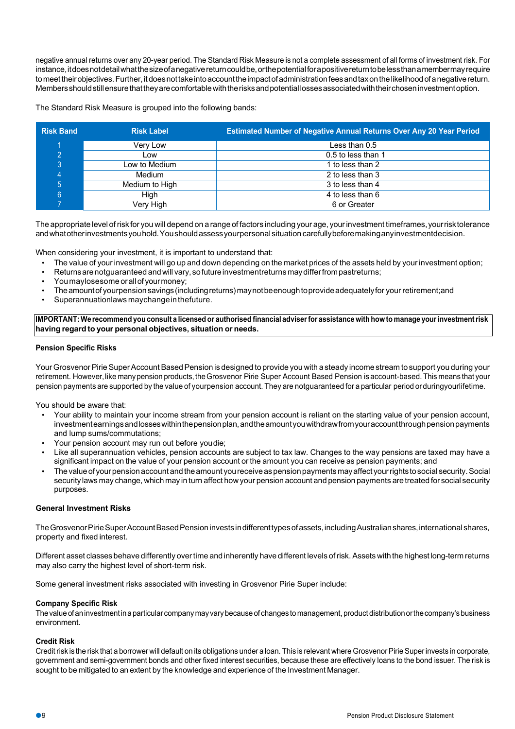negative annual returns over any 20-year period. The Standard Risk Measure is not a complete assessment of all forms of investment risk. For instance, it does not detail what the size of a negative return could be, or the potential for a positive return to be less than a member may require to meet their objectives. Further, it does not take into account the impact of administration fees and tax on the likelihood of a negative return. Members should still ensure that they are comfortable with the risks and potential losses associated with their chosen investment option.

The Standard Risk Measure is grouped into the following bands:

| Risk Band | Risk Label | Estimated Number of Negative Annual Returns Over Any 20 Year Period |
|---|---|---|
| 1 | Very Low | Less than 0.5 |
| 2 | Low | 0.5 to less than 1 |
| 3 | Low to Medium | 1 to less than 2 |
| 4 | Medium | 2 to less than 3 |
| 5 | Medium to High | 3 to less than 4 |
| 6 | High | 4 to less than 6 |
| 7 | Very High | 6 or Greater |

The appropriate level of risk for you will depend on a range of factors including your age, your investment timeframes, your risk tolerance and what other investments you hold. You should assess your personal situation carefully before making any investment decision.

When considering your investment, it is important to understand that:

- The value of your investment will go up and down depending on the market prices of the assets held by your investment option;
- Returns are not guaranteed and will vary, so future investment returns may differ from past returns;
- You may lose some or all of your money;
- The amount of your pension savings (including returns) may not be enough to provide adequately for your retirement; and
- Superannuation laws may change in the future.

**IMPORTANT: We recommend you consult a licensed or authorised financial adviser for assistance with how to manage your investment risk having regard to your personal objectives, situation or needs.**

### Pension Specific Risks

Your Grosvenor Pirie Super Account Based Pension is designed to provide you with a steady income stream to support you during your retirement. However, like many pension products, the Grosvenor Pirie Super Account Based Pension is account-based. This means that your pension payments are supported by the value of your pension account. They are not guaranteed for a particular period or during your lifetime.

You should be aware that:

- Your ability to maintain your income stream from your pension account is reliant on the starting value of your pension account, investment earnings and losses within the pension plan, and the amount you withdraw from your account through pension payments and lump sums/commutations;
- Your pension account may run out before you die;
- Like all superannuation vehicles, pension accounts are subject to tax law. Changes to the way pensions are taxed may have a significant impact on the value of your pension account or the amount you can receive as pension payments; and
- The value of your pension account and the amount you receive as pension payments may affect your rights to social security. Social security laws may change, which may in turn affect how your pension account and pension payments are treated for social security purposes.

### General Investment Risks

The Grosvenor Pirie Super Account Based Pension invests in different types of assets, including Australian shares, international shares, property and fixed interest.

Different asset classes behave differently over time and inherently have different levels of risk. Assets with the highest long-term returns may also carry the highest level of short-term risk.

Some general investment risks associated with investing in Grosvenor Pirie Super include:

**Company Specific Risk**
The value of an investment in a particular company may vary because of changes to management, product distribution or the company's business environment.

**Credit Risk**
Credit risk is the risk that a borrower will default on its obligations under a loan. This is relevant where Grosvenor Pirie Super invests in corporate, government and semi-government bonds and other fixed interest securities, because these are effectively loans to the bond issuer. The risk is sought to be mitigated to an extent by the knowledge and experience of the Investment Manager.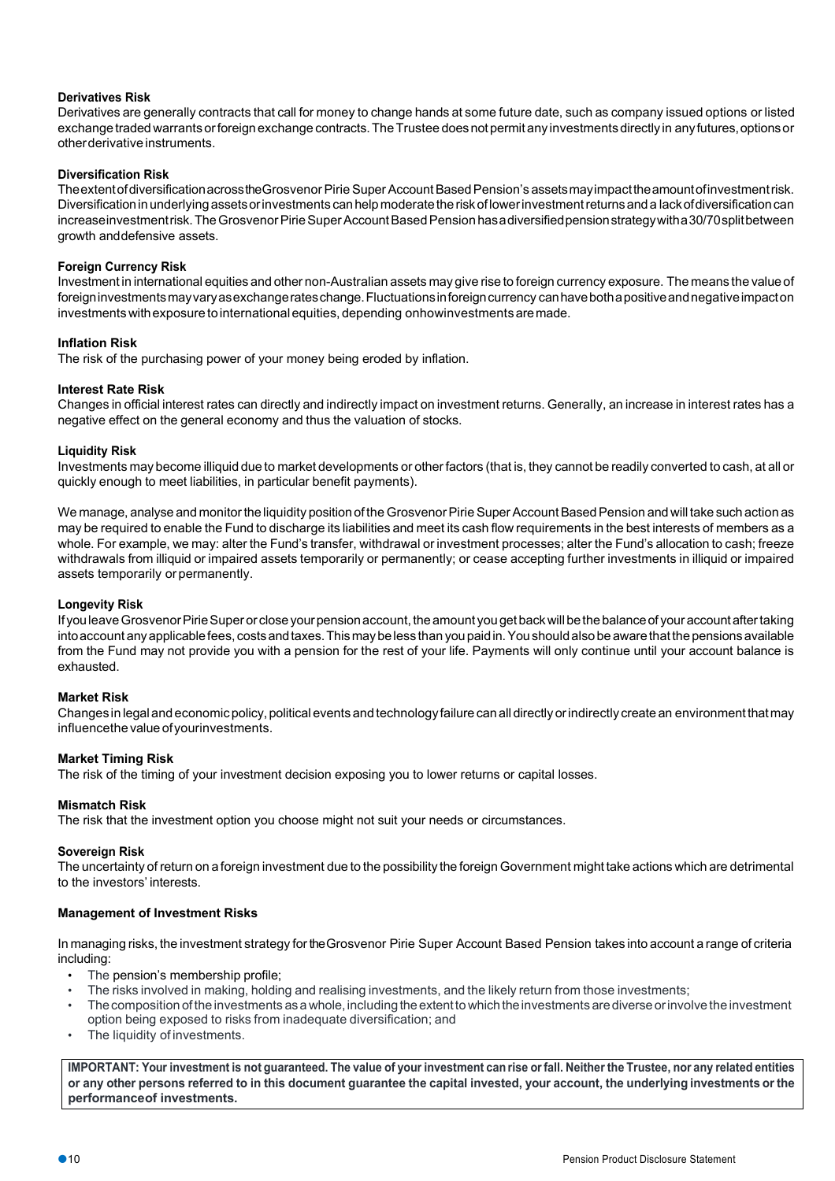### Derivatives Risk

Derivatives are generally contracts that call for money to change hands at some future date, such as company issued options or listed exchange traded warrants or foreign exchange contracts. The Trustee does not permit any investments directly in any futures, options or other derivative instruments.

### Diversification Risk

The extent of diversification across the Grosvenor Pirie Super Account Based Pension's assets may impact the amount of investment risk. Diversification in underlying assets or investments can help moderate the risk of lower investment returns and a lack of diversification can increase investment risk. The Grosvenor Pirie Super Account Based Pension has a diversified pension strategy with a 30/70 split between growth and defensive assets.

### Foreign Currency Risk

Investment in international equities and other non-Australian assets may give rise to foreign currency exposure. The means the value of foreign investments may vary as exchange rates change. Fluctuations in foreign currency can have both a positive and negative impact on investments with exposure to international equities, depending on how investments are made.

### Inflation Risk

The risk of the purchasing power of your money being eroded by inflation.

### Interest Rate Risk

Changes in official interest rates can directly and indirectly impact on investment returns. Generally, an increase in interest rates has a negative effect on the general economy and thus the valuation of stocks.

### Liquidity Risk

Investments may become illiquid due to market developments or other factors (that is, they cannot be readily converted to cash, at all or quickly enough to meet liabilities, in particular benefit payments).

We manage, analyse and monitor the liquidity position of the Grosvenor Pirie Super Account Based Pension and will take such action as may be required to enable the Fund to discharge its liabilities and meet its cash flow requirements in the best interests of members as a whole. For example, we may: alter the Fund's transfer, withdrawal or investment processes; alter the Fund's allocation to cash; freeze withdrawals from illiquid or impaired assets temporarily or permanently; or cease accepting further investments in illiquid or impaired assets temporarily or permanently.

### Longevity Risk

If you leave Grosvenor Pirie Super or close your pension account, the amount you get back will be the balance of your account after taking into account any applicable fees, costs and taxes. This may be less than you paid in. You should also be aware that the pensions available from the Fund may not provide you with a pension for the rest of your life. Payments will only continue until your account balance is exhausted.

### Market Risk

Changes in legal and economic policy, political events and technology failure can all directly or indirectly create an environment that may influence the value of your investments.

### Market Timing Risk

The risk of the timing of your investment decision exposing you to lower returns or capital losses.

### Mismatch Risk

The risk that the investment option you choose might not suit your needs or circumstances.

### Sovereign Risk

The uncertainty of return on a foreign investment due to the possibility the foreign Government might take actions which are detrimental to the investors' interests.

### Management of Investment Risks

In managing risks, the investment strategy for the Grosvenor Pirie Super Account Based Pension takes into account a range of criteria including:

- The pension's membership profile;
- The risks involved in making, holding and realising investments, and the likely return from those investments;
- The composition of the investments as a whole, including the extent to which the investments are diverse or involve the investment option being exposed to risks from inadequate diversification; and
- The liquidity of investments.

**IMPORTANT: Your investment is not guaranteed. The value of your investment can rise or fall. Neither the Trustee, nor any related entities or any other persons referred to in this document guarantee the capital invested, your account, the underlying investments or the performance of investments.**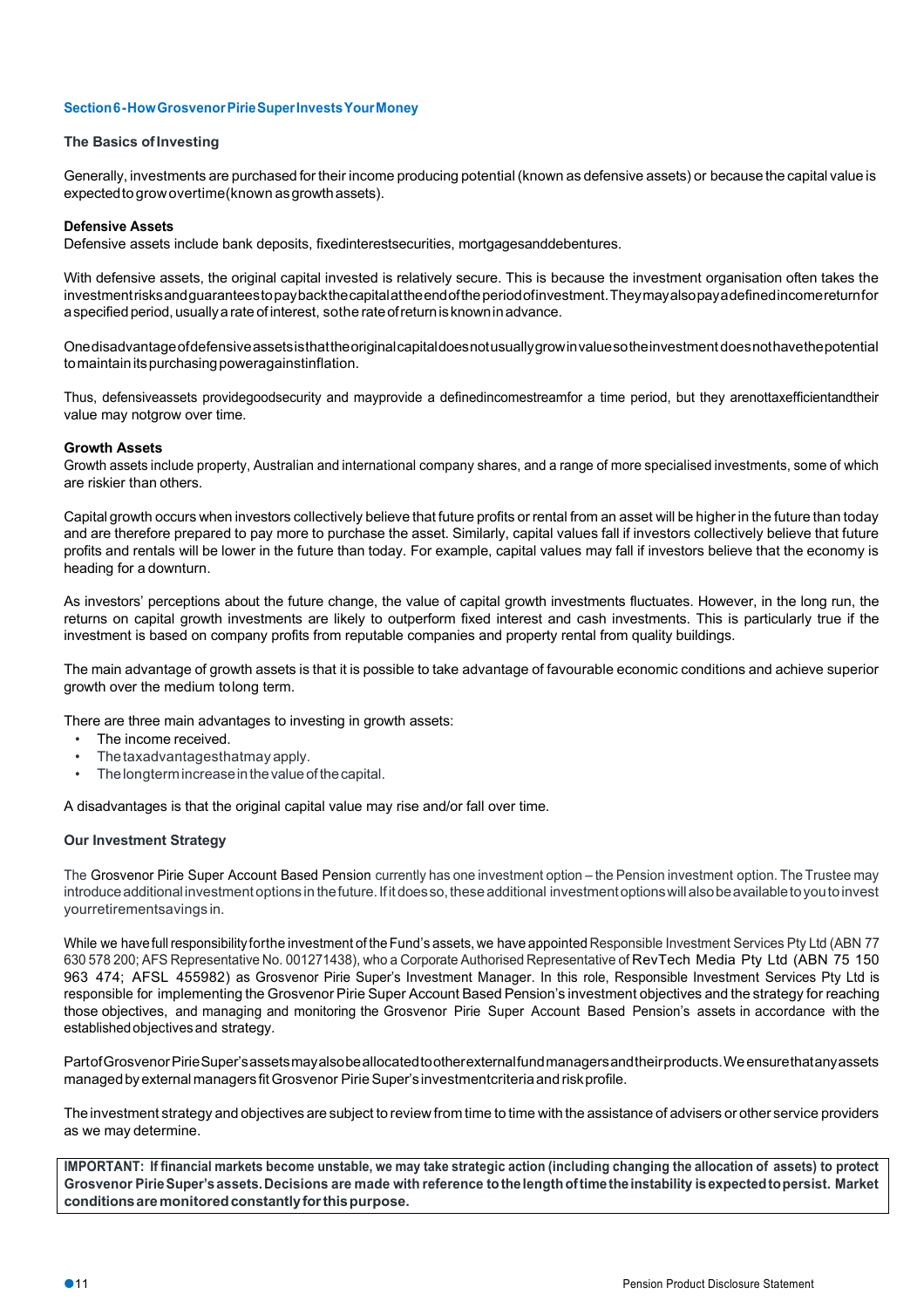## Section 6 - How Grosvenor Pirie Super Invests Your Money

### The Basics of Investing

Generally, investments are purchased for their income producing potential (known as defensive assets) or because the capital value is expected to grow over time (known as growth assets).

**Defensive Assets**
Defensive assets include bank deposits, fixed interest securities, mortgages and debentures.

With defensive assets, the original capital invested is relatively secure. This is because the investment organisation often takes the investment risks and guarantees to pay back the capital at the end of the period of investment. They may also pay a defined income return for a specified period, usually a rate of interest, so the rate of return is known in advance.

One disadvantage of defensive assets is that the original capital does not usually grow in value so the investment does not have the potential to maintain its purchasing power against inflation.

Thus, defensive assets provide good security and may provide a defined income stream for a time period, but they are not tax efficient and their value may not grow over time.

**Growth Assets**
Growth assets include property, Australian and international company shares, and a range of more specialised investments, some of which are riskier than others.

Capital growth occurs when investors collectively believe that future profits or rental from an asset will be higher in the future than today and are therefore prepared to pay more to purchase the asset. Similarly, capital values fall if investors collectively believe that future profits and rentals will be lower in the future than today. For example, capital values may fall if investors believe that the economy is heading for a downturn.

As investors' perceptions about the future change, the value of capital growth investments fluctuates. However, in the long run, the returns on capital growth investments are likely to outperform fixed interest and cash investments. This is particularly true if the investment is based on company profits from reputable companies and property rental from quality buildings.

The main advantage of growth assets is that it is possible to take advantage of favourable economic conditions and achieve superior growth over the medium to long term.

There are three main advantages to investing in growth assets:

- The income received.
- The tax advantages that may apply.
- The long term increase in the value of the capital.

A disadvantages is that the original capital value may rise and/or fall over time.

### Our Investment Strategy

The Grosvenor Pirie Super Account Based Pension currently has one investment option – the Pension investment option. The Trustee may introduce additional investment options in the future. If it does so, these additional investment options will also be available to you to invest your retirement savings in.

While we have full responsibility for the investment of the Fund's assets, we have appointed Responsible Investment Services Pty Ltd (ABN 77 630 578 200; AFS Representative No. 001271438), who a Corporate Authorised Representative of RevTech Media Pty Ltd (ABN 75 150 963 474; AFSL 455982) as Grosvenor Pirie Super's Investment Manager. In this role, Responsible Investment Services Pty Ltd is responsible for implementing the Grosvenor Pirie Super Account Based Pension's investment objectives and the strategy for reaching those objectives, and managing and monitoring the Grosvenor Pirie Super Account Based Pension's assets in accordance with the established objectives and strategy.

Part of Grosvenor Pirie Super's assets may also be allocated to other external fund managers and their products. We ensure that any assets managed by external managers fit Grosvenor Pirie Super's investment criteria and risk profile.

The investment strategy and objectives are subject to review from time to time with the assistance of advisers or other service providers as we may determine.

**IMPORTANT: If financial markets become unstable, we may take strategic action (including changing the allocation of assets) to protect Grosvenor Pirie Super's assets. Decisions are made with reference to the length of time the instability is expected to persist. Market conditions are monitored constantly for this purpose.**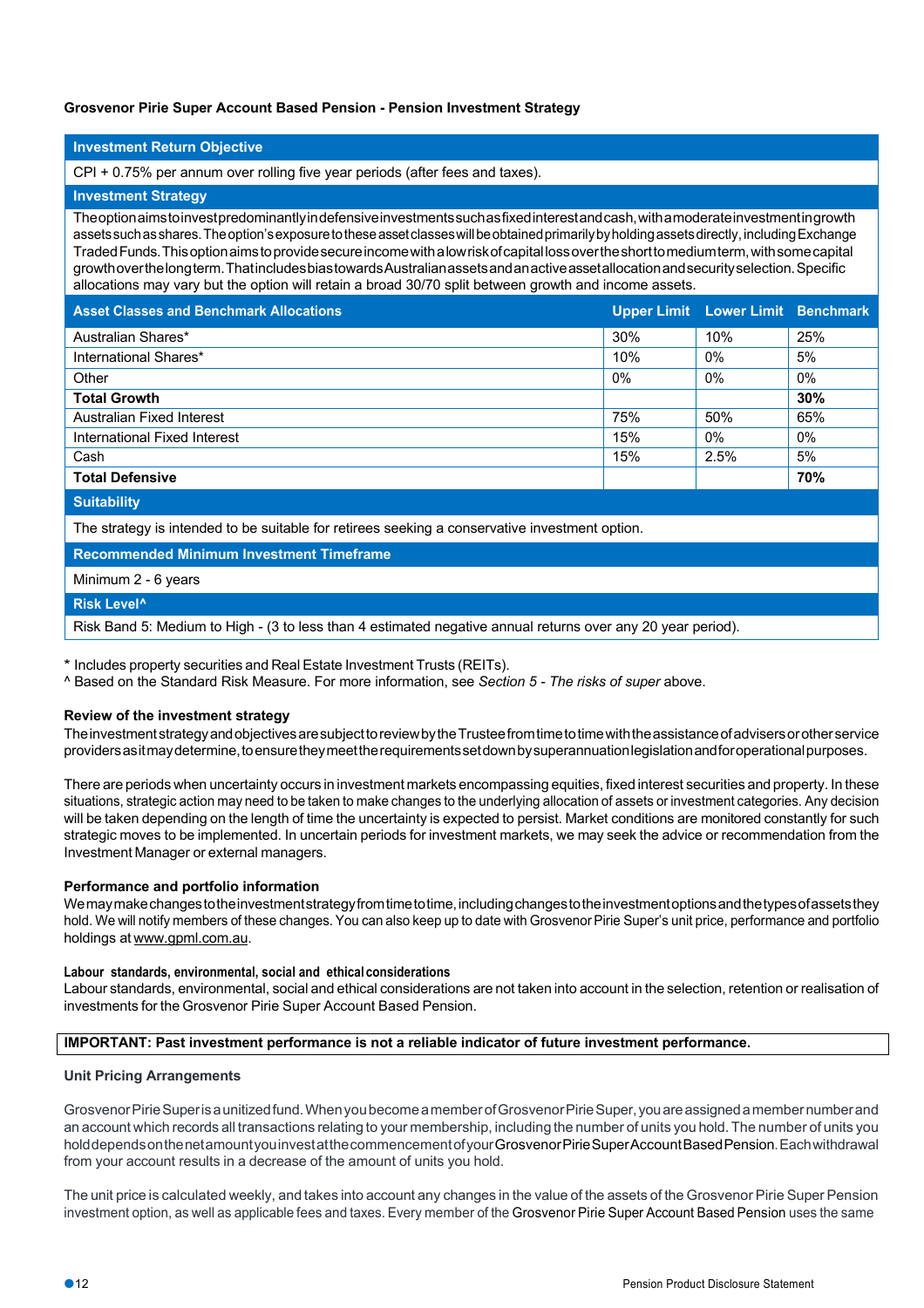**Grosvenor Pirie Super Account Based Pension - Pension Investment Strategy**

| Investment Return Objective | | | |
|---|---|---|---|
| CPI + 0.75% per annum over rolling five year periods (after fees and taxes). | | | |
| **Investment Strategy** | | | |
| The option aims to invest predominantly in defensive investments such as fixed interest and cash, with a moderate investment in growth assets such as shares. The option's exposure to these asset classes will be obtained primarily by holding assets directly, including Exchange Traded Funds. This option aims to provide secure income with a low risk of capital loss over the short to medium term, with some capital growth over the long term. That includes bias towards Australian assets and an active asset allocation and security selection. Specific allocations may vary but the option will retain a broad 30/70 split between growth and income assets. | | | |
| **Asset Classes and Benchmark Allocations** | **Upper Limit** | **Lower Limit** | **Benchmark** |
| Australian Shares* | 30% | 10% | 25% |
| International Shares* | 10% | 0% | 5% |
| Other | 0% | 0% | 0% |
| **Total Growth** | | | **30%** |
| Australian Fixed Interest | 75% | 50% | 65% |
| International Fixed Interest | 15% | 0% | 0% |
| Cash | 15% | 2.5% | 5% |
| **Total Defensive** | | | **70%** |
| **Suitability** | | | |
| The strategy is intended to be suitable for retirees seeking a conservative investment option. | | | |
| **Recommended Minimum Investment Timeframe** | | | |
| Minimum 2 - 6 years | | | |
| **Risk Level^** | | | |
| Risk Band 5: Medium to High - (3 to less than 4 estimated negative annual returns over any 20 year period). | | | |

\* Includes property securities and Real Estate Investment Trusts (REITs).
^ Based on the Standard Risk Measure. For more information, see *Section 5 - The risks of super* above.

### Review of the investment strategy

The investment strategy and objectives are subject to review by the Trustee from time to time with the assistance of advisers or other service providers as it may determine, to ensure they meet the requirements set down by superannuation legislation and for operational purposes.

There are periods when uncertainty occurs in investment markets encompassing equities, fixed interest securities and property. In these situations, strategic action may need to be taken to make changes to the underlying allocation of assets or investment categories. Any decision will be taken depending on the length of time the uncertainty is expected to persist. Market conditions are monitored constantly for such strategic moves to be implemented. In uncertain periods for investment markets, we may seek the advice or recommendation from the Investment Manager or external managers.

### Performance and portfolio information

We may make changes to the investment strategy from time to time, including changes to the investment options and the types of assets they hold. We will notify members of these changes. You can also keep up to date with Grosvenor Pirie Super's unit price, performance and portfolio holdings at www.gpml.com.au.

### Labour standards, environmental, social and ethical considerations

Labour standards, environmental, social and ethical considerations are not taken into account in the selection, retention or realisation of investments for the Grosvenor Pirie Super Account Based Pension.

**IMPORTANT: Past investment performance is not a reliable indicator of future investment performance.**

### Unit Pricing Arrangements

Grosvenor Pirie Super is a unitized fund. When you become a member of Grosvenor Pirie Super, you are assigned a member number and an account which records all transactions relating to your membership, including the number of units you hold. The number of units you hold depends on the net amount you invest at the commencement of your Grosvenor Pirie Super Account Based Pension. Each withdrawal from your account results in a decrease of the amount of units you hold.

The unit price is calculated weekly, and takes into account any changes in the value of the assets of the Grosvenor Pirie Super Pension investment option, as well as applicable fees and taxes. Every member of the Grosvenor Pirie Super Account Based Pension uses the same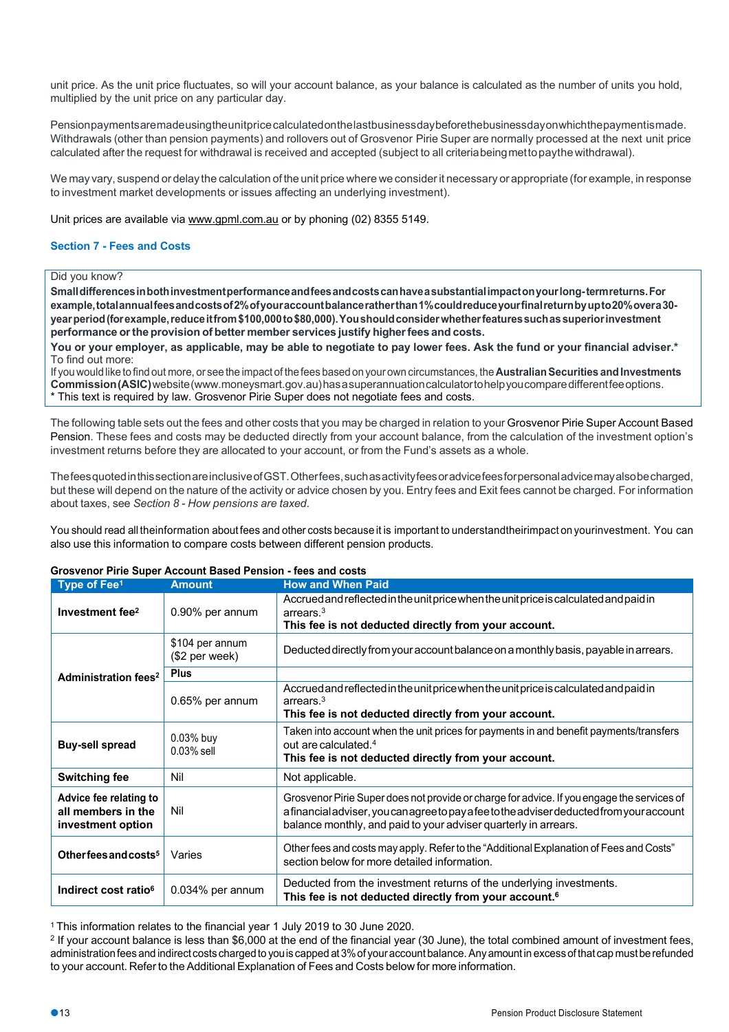unit price. As the unit price fluctuates, so will your account balance, as your balance is calculated as the number of units you hold, multiplied by the unit price on any particular day.

Pension payments are made using the unit price calculated on the last business day before the business day on which the payment is made. Withdrawals (other than pension payments) and rollovers out of Grosvenor Pirie Super are normally processed at the next unit price calculated after the request for withdrawal is received and accepted (subject to all criteria being met to pay the withdrawal).

We may vary, suspend or delay the calculation of the unit price where we consider it necessary or appropriate (for example, in response to investment market developments or issues affecting an underlying investment).

Unit prices are available via www.gpml.com.au or by phoning (02) 8355 5149.

## Section 7 - Fees and Costs

> Did you know?
>
> **Small differences in both investment performance and fees and costs can have a substantial impact on your long-term returns. For example, total annual fees and costs of 2% of your account balance rather than 1% could reduce your final return by up to 20% over a 30-year period (for example, reduce it from $100,000 to $80,000). You should consider whether features such as superior investment performance or the provision of better member services justify higher fees and costs.**
>
> **You or your employer, as applicable, may be able to negotiate to pay lower fees. Ask the fund or your financial adviser.***
>
> To find out more:
>
> If you would like to find out more, or see the impact of the fees based on your own circumstances, the **Australian Securities and Investments Commission (ASIC)** website (www.moneysmart.gov.au) has a superannuation calculator to help you compare different fee options.
>
> * This text is required by law. Grosvenor Pirie Super does not negotiate fees and costs.

The following table sets out the fees and other costs that you may be charged in relation to your Grosvenor Pirie Super Account Based Pension. These fees and costs may be deducted directly from your account balance, from the calculation of the investment option's investment returns before they are allocated to your account, or from the Fund's assets as a whole.

The fees quoted in this section are inclusive of GST. Other fees, such as activity fees or advice fees for personal advice may also be charged, but these will depend on the nature of the activity or advice chosen by you. Entry fees and Exit fees cannot be charged. For information about taxes, see *Section 8 - How pensions are taxed*.

You should read all the information about fees and other costs because it is important to understand their impact on your investment. You can also use this information to compare costs between different pension products.

**Grosvenor Pirie Super Account Based Pension - fees and costs**

| Type of Fee[1] | Amount | How and When Paid |
|---|---|---|
| **Investment fee[2]** | 0.90% per annum | Accrued and reflected in the unit price when the unit price is calculated and paid in arrears.[3] **This fee is not deducted directly from your account.** |
| **Administration fees[2]** | $104 per annum ($2 per week) | Deducted directly from your account balance on a monthly basis, payable in arrears. |
| | **Plus** | |
| | 0.65% per annum | Accrued and reflected in the unit price when the unit price is calculated and paid in arrears.[3] **This fee is not deducted directly from your account.** |
| **Buy-sell spread** | 0.03% buy 0.03% sell | Taken into account when the unit prices for payments in and benefit payments/transfers out are calculated.[4] **This fee is not deducted directly from your account.** |
| **Switching fee** | Nil | Not applicable. |
| **Advice fee relating to all members in the investment option** | Nil | Grosvenor Pirie Super does not provide or charge for advice. If you engage the services of a financial adviser, you can agree to pay a fee to the adviser deducted from your account balance monthly, and paid to your adviser quarterly in arrears. |
| **Other fees and costs[5]** | Varies | Other fees and costs may apply. Refer to the "Additional Explanation of Fees and Costs" section below for more detailed information. |
| **Indirect cost ratio[6]** | 0.034% per annum | Deducted from the investment returns of the underlying investments. **This fee is not deducted directly from your account.[6]** |

[1] This information relates to the financial year 1 July 2019 to 30 June 2020.

[2] If your account balance is less than $6,000 at the end of the financial year (30 June), the total combined amount of investment fees, administration fees and indirect costs charged to you is capped at 3% of your account balance. Any amount in excess of that cap must be refunded to your account. Refer to the Additional Explanation of Fees and Costs below for more information.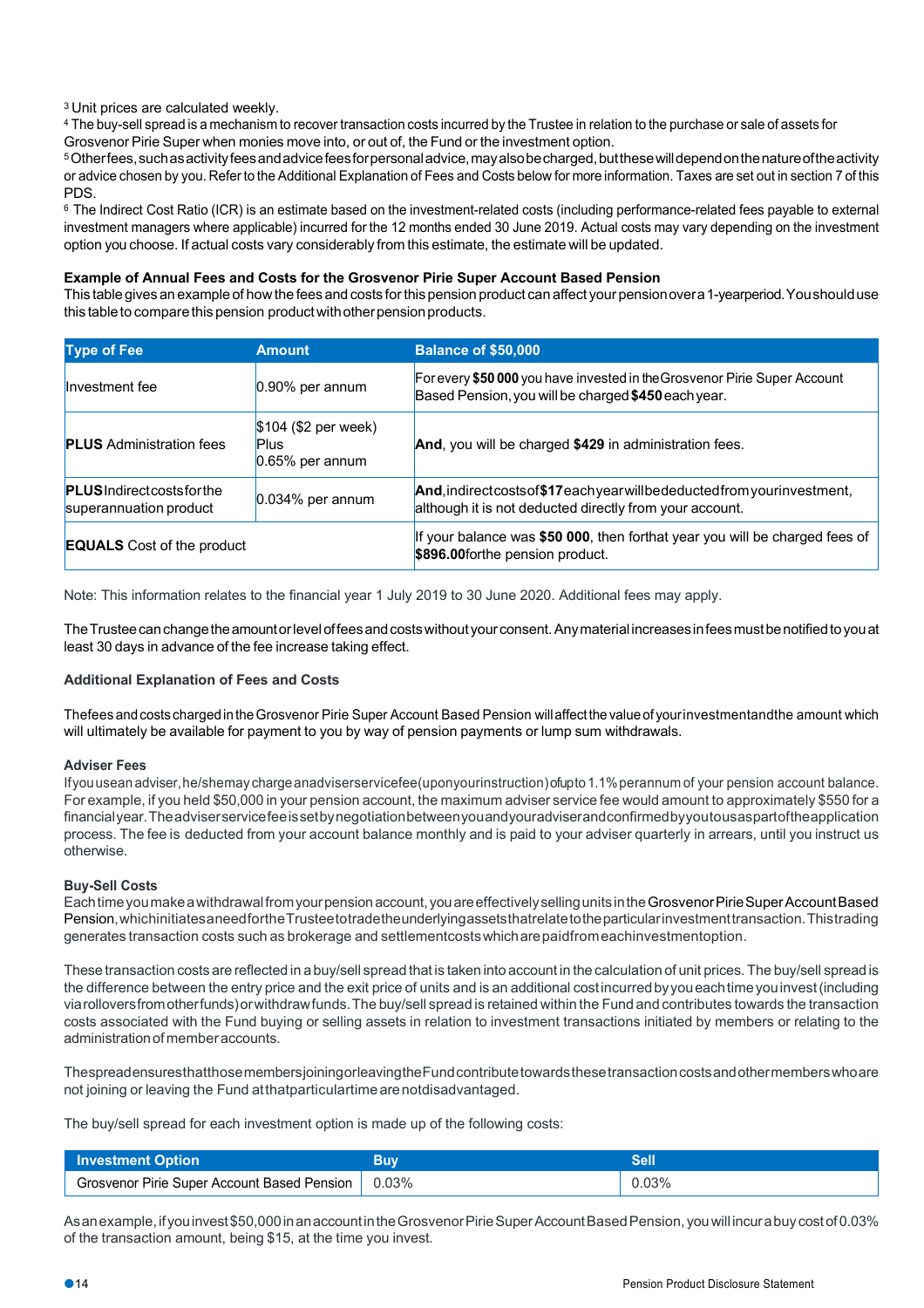[3] Unit prices are calculated weekly.
[4] The buy-sell spread is a mechanism to recover transaction costs incurred by the Trustee in relation to the purchase or sale of assets for Grosvenor Pirie Super when monies move into, or out of, the Fund or the investment option.
[5] Other fees, such as activity fees and advice fees for personal advice, may also be charged, but these will depend on the nature of the activity or advice chosen by you. Refer to the Additional Explanation of Fees and Costs below for more information. Taxes are set out in section 7 of this PDS.
[6] The Indirect Cost Ratio (ICR) is an estimate based on the investment-related costs (including performance-related fees payable to external investment managers where applicable) incurred for the 12 months ended 30 June 2019. Actual costs may vary depending on the investment option you choose. If actual costs vary considerably from this estimate, the estimate will be updated.

**Example of Annual Fees and Costs for the Grosvenor Pirie Super Account Based Pension**

This table gives an example of how the fees and costs for this pension product can affect your pension over a 1-year period. You should use this table to compare this pension product with other pension products.

| Type of Fee | Amount | Balance of $50,000 |
|---|---|---|
| Investment fee | 0.90% per annum | For every **$50 000** you have invested in the Grosvenor Pirie Super Account Based Pension, you will be charged **$450** each year. |
| **PLUS** Administration fees | $104 ($2 per week) Plus 0.65% per annum | **And**, you will be charged **$429** in administration fees. |
| **PLUS** Indirect costs for the superannuation product | 0.034% per annum | **And**, indirect costs of **$17** each year will be deducted from your investment, although it is not deducted directly from your account. |
| **EQUALS** Cost of the product | | If your balance was **$50 000**, then for that year you will be charged fees of **$896.00** for the pension product. |

Note: This information relates to the financial year 1 July 2019 to 30 June 2020. Additional fees may apply.

The Trustee can change the amount or level of fees and costs without your consent. Any material increases in fees must be notified to you at least 30 days in advance of the fee increase taking effect.

**Additional Explanation of Fees and Costs**

The fees and costs charged in the Grosvenor Pirie Super Account Based Pension will affect the value of your investment and the amount which will ultimately be available for payment to you by way of pension payments or lump sum withdrawals.

**Adviser Fees**

If you use an adviser, he/she may charge an adviser service fee (upon your instruction) of up to 1.1% per annum of your pension account balance. For example, if you held $50,000 in your pension account, the maximum adviser service fee would amount to approximately $550 for a financial year. The adviser service fee is set by negotiation between you and your adviser and confirmed by you to us as part of the application process. The fee is deducted from your account balance monthly and is paid to your adviser quarterly in arrears, until you instruct us otherwise.

**Buy-Sell Costs**

Each time you make a withdrawal from your pension account, you are effectively selling units in the Grosvenor Pirie Super Account Based Pension, which initiates a need for the Trustee to trade the underlying assets that relate to the particular investment transaction. This trading generates transaction costs such as brokerage and settlement costs which are paid from each investment option.

These transaction costs are reflected in a buy/sell spread that is taken into account in the calculation of unit prices. The buy/sell spread is the difference between the entry price and the exit price of units and is an additional cost incurred by you each time you invest (including via rollovers from other funds) or withdraw funds. The buy/sell spread is retained within the Fund and contributes towards the transaction costs associated with the Fund buying or selling assets in relation to investment transactions initiated by members or relating to the administration of member accounts.

The spread ensures that those members joining or leaving the Fund contribute towards these transaction costs and other members who are not joining or leaving the Fund at that particular time are not disadvantaged.

The buy/sell spread for each investment option is made up of the following costs:

| Investment Option | Buy | Sell |
|---|---|---|
| Grosvenor Pirie Super Account Based Pension | 0.03% | 0.03% |

As an example, if you invest $50,000 in an account in the Grosvenor Pirie Super Account Based Pension, you will incur a buy cost of 0.03% of the transaction amount, being $15, at the time you invest.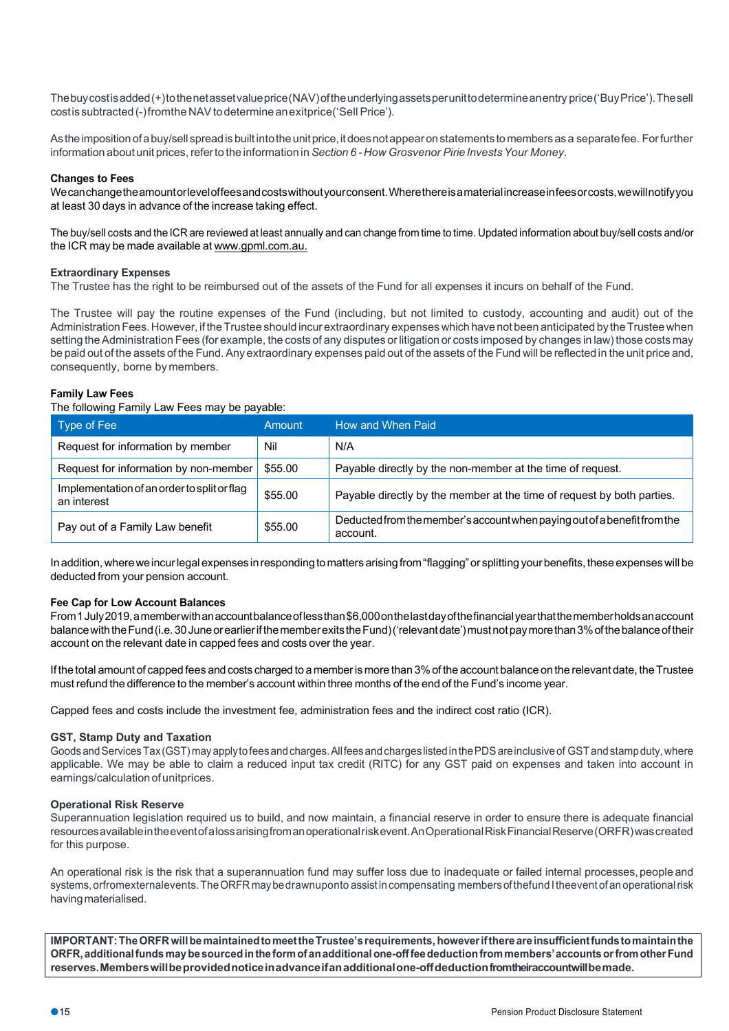The buy cost is added (+) to the net asset value price (NAV) of the underlying assets per unit to determine an entry price ('Buy Price'). The sell cost is subtracted (-) from the NAV to determine an exit price ('Sell Price').

As the imposition of a buy/sell spread is built into the unit price, it does not appear on statements to members as a separate fee. For further information about unit prices, refer to the information in *Section 6 - How Grosvenor Pirie Invests Your Money*.

**Changes to Fees**

We can change the amount or level of fees and costs without your consent. Where there is a material increase in fees or costs, we will notify you at least 30 days in advance of the increase taking effect.

The buy/sell costs and the ICR are reviewed at least annually and can change from time to time. Updated information about buy/sell costs and/or the ICR may be made available at www.gpml.com.au.

**Extraordinary Expenses**

The Trustee has the right to be reimbursed out of the assets of the Fund for all expenses it incurs on behalf of the Fund.

The Trustee will pay the routine expenses of the Fund (including, but not limited to custody, accounting and audit) out of the Administration Fees. However, if the Trustee should incur extraordinary expenses which have not been anticipated by the Trustee when setting the Administration Fees (for example, the costs of any disputes or litigation or costs imposed by changes in law) those costs may be paid out of the assets of the Fund. Any extraordinary expenses paid out of the assets of the Fund will be reflected in the unit price and, consequently, borne by members.

**Family Law Fees**

The following Family Law Fees may be payable:

| Type of Fee | Amount | How and When Paid |
|---|---|---|
| Request for information by member | Nil | N/A |
| Request for information by non-member | $55.00 | Payable directly by the non-member at the time of request. |
| Implementation of an order to split or flag an interest | $55.00 | Payable directly by the member at the time of request by both parties. |
| Pay out of a Family Law benefit | $55.00 | Deducted from the member's account when paying out of a benefit from the account. |

In addition, where we incur legal expenses in responding to matters arising from "flagging" or splitting your benefits, these expenses will be deducted from your pension account.

**Fee Cap for Low Account Balances**

From 1 July 2019, a member with an account balance of less than $6,000 on the last day of the financial year that the member holds an account balance with the Fund (i.e. 30 June or earlier if the member exits the Fund) ('relevant date') must not pay more than 3% of the balance of their account on the relevant date in capped fees and costs over the year.

If the total amount of capped fees and costs charged to a member is more than 3% of the account balance on the relevant date, the Trustee must refund the difference to the member's account within three months of the end of the Fund's income year.

Capped fees and costs include the investment fee, administration fees and the indirect cost ratio (ICR).

**GST, Stamp Duty and Taxation**

Goods and Services Tax (GST) may apply to fees and charges. All fees and charges listed in the PDS are inclusive of GST and stamp duty, where applicable. We may be able to claim a reduced input tax credit (RITC) for any GST paid on expenses and taken into account in earnings/calculation of unit prices.

**Operational Risk Reserve**

Superannuation legislation required us to build, and now maintain, a financial reserve in order to ensure there is adequate financial resources available in the event of a loss arising from an operational risk event. An Operational Risk Financial Reserve (ORFR) was created for this purpose.

An operational risk is the risk that a superannuation fund may suffer loss due to inadequate or failed internal processes, people and systems, or from external events. The ORFR may be drawn upon to assist in compensating members of the fund I the event of an operational risk having materialised.

**IMPORTANT: The ORFR will be maintained to meet the Trustee's requirements, however if there are insufficient funds to maintain the ORFR, additional funds may be sourced in the form of an additional one-off fee deduction from members' accounts or from other Fund reserves. Members will be provided notice in advance if an additional one-off deduction from their account will be made.**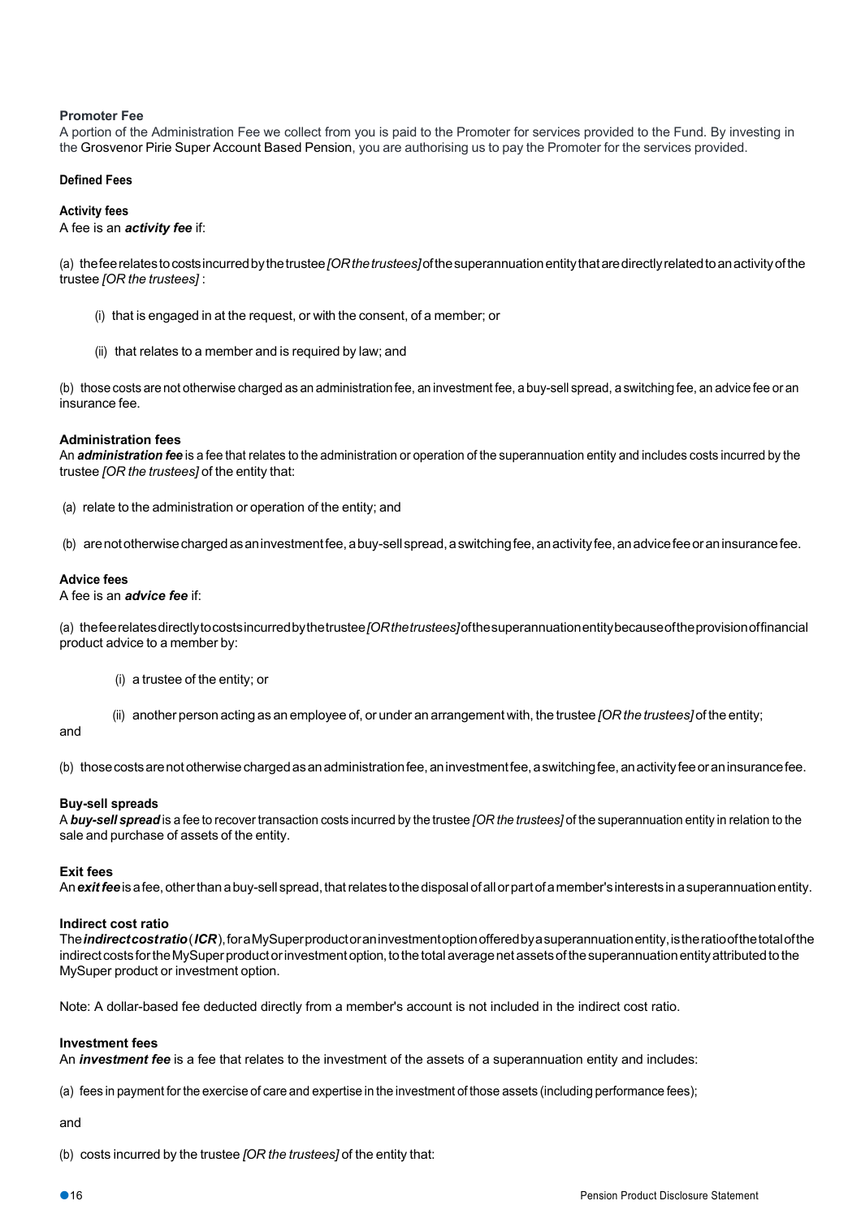### Promoter Fee

A portion of the Administration Fee we collect from you is paid to the Promoter for services provided to the Fund. By investing in the Grosvenor Pirie Super Account Based Pension, you are authorising us to pay the Promoter for the services provided.

#### Defined Fees

#### Activity fees

A fee is an ***activity fee*** if:

(a) the fee relates to costs incurred by the trustee *[OR the trustees]* of the superannuation entity that are directly related to an activity of the trustee *[OR the trustees]* :

(i) that is engaged in at the request, or with the consent, of a member; or

(ii) that relates to a member and is required by law; and

(b) those costs are not otherwise charged as an administration fee, an investment fee, a buy-sell spread, a switching fee, an advice fee or an insurance fee.

#### Administration fees

An ***administration fee*** is a fee that relates to the administration or operation of the superannuation entity and includes costs incurred by the trustee *[OR the trustees]* of the entity that:

(a) relate to the administration or operation of the entity; and

(b) are not otherwise charged as an investment fee, a buy-sell spread, a switching fee, an activity fee, an advice fee or an insurance fee.

#### Advice fees

A fee is an ***advice fee*** if:

(a) the fee relates directly to costs incurred by the trustee *[OR the trustees]* of the superannuation entity because of the provision of financial product advice to a member by:

(i) a trustee of the entity; or

(ii) another person acting as an employee of, or under an arrangement with, the trustee *[OR the trustees]* of the entity;

and

(b) those costs are not otherwise charged as an administration fee, an investment fee, a switching fee, an activity fee or an insurance fee.

#### Buy-sell spreads

A ***buy-sell spread*** is a fee to recover transaction costs incurred by the trustee *[OR the trustees]* of the superannuation entity in relation to the sale and purchase of assets of the entity.

#### Exit fees

An ***exit fee*** is a fee, other than a buy-sell spread, that relates to the disposal of all or part of a member's interests in a superannuation entity.

#### Indirect cost ratio

The ***indirect cost ratio*** (***ICR***), for a MySuper product or an investment option offered by a superannuation entity, is the ratio of the total of the indirect costs for the MySuper product or investment option, to the total average net assets of the superannuation entity attributed to the MySuper product or investment option.

Note: A dollar-based fee deducted directly from a member's account is not included in the indirect cost ratio.

#### Investment fees

An ***investment fee*** is a fee that relates to the investment of the assets of a superannuation entity and includes:

(a) fees in payment for the exercise of care and expertise in the investment of those assets (including performance fees);

and

(b) costs incurred by the trustee *[OR the trustees]* of the entity that: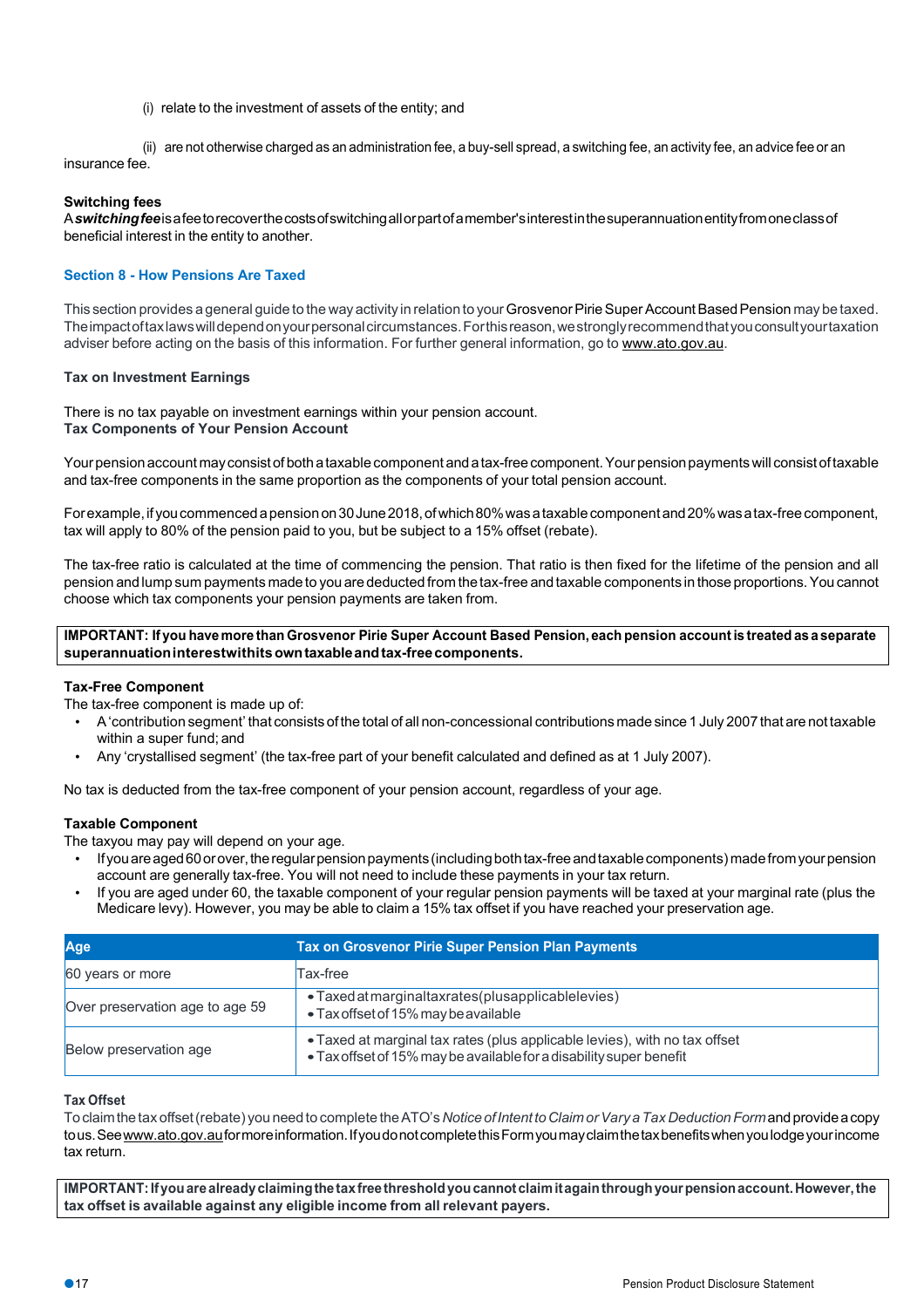(i) relate to the investment of assets of the entity; and

(ii) are not otherwise charged as an administration fee, a buy-sell spread, a switching fee, an activity fee, an advice fee or an insurance fee.

**Switching fees**

A ***switching fee*** is a fee to recover the costs of switching all or part of a member's interest in the superannuation entity from one class of beneficial interest in the entity to another.

## Section 8 - How Pensions Are Taxed

This section provides a general guide to the way activity in relation to your Grosvenor Pirie Super Account Based Pension may be taxed. The impact of tax laws will depend on your personal circumstances. For this reason, we strongly recommend that you consult your taxation adviser before acting on the basis of this information. For further general information, go to www.ato.gov.au.

**Tax on Investment Earnings**

There is no tax payable on investment earnings within your pension account.

**Tax Components of Your Pension Account**

Your pension account may consist of both a taxable component and a tax-free component. Your pension payments will consist of taxable and tax-free components in the same proportion as the components of your total pension account.

For example, if you commenced a pension on 30 June 2018, of which 80% was a taxable component and 20% was a tax-free component, tax will apply to 80% of the pension paid to you, but be subject to a 15% offset (rebate).

The tax-free ratio is calculated at the time of commencing the pension. That ratio is then fixed for the lifetime of the pension and all pension and lump sum payments made to you are deducted from the tax-free and taxable components in those proportions. You cannot choose which tax components your pension payments are taken from.

**IMPORTANT: If you have more than Grosvenor Pirie Super Account Based Pension, each pension account is treated as a separate superannuation interest with its own taxable and tax-free components.**

**Tax-Free Component**

The tax-free component is made up of:

- A 'contribution segment' that consists of the total of all non-concessional contributions made since 1 July 2007 that are not taxable within a super fund; and
- Any 'crystallised segment' (the tax-free part of your benefit calculated and defined as at 1 July 2007).

No tax is deducted from the tax-free component of your pension account, regardless of your age.

**Taxable Component**

The taxyou may pay will depend on your age.

- If you are aged 60 or over, the regular pension payments (including both tax-free and taxable components) made from your pension account are generally tax-free. You will not need to include these payments in your tax return.
- If you are aged under 60, the taxable component of your regular pension payments will be taxed at your marginal rate (plus the Medicare levy). However, you may be able to claim a 15% tax offset if you have reached your preservation age.

| Age | Tax on Grosvenor Pirie Super Pension Plan Payments |
|---|---|
| 60 years or more | Tax-free |
| Over preservation age to age 59 | • Taxed at marginal tax rates (plus applicable levies)<br>• Tax offset of 15% may be available |
| Below preservation age | • Taxed at marginal tax rates (plus applicable levies), with no tax offset<br>• Tax offset of 15% may be available for a disability super benefit |

**Tax Offset**

To claim the tax offset (rebate) you need to complete the ATO's *Notice of Intent to Claim or Vary a Tax Deduction Form* and provide a copy to us. See www.ato.gov.au for more information. If you do not complete this Form you may claim the tax benefits when you lodge your income tax return.

**IMPORTANT: If you are already claiming the tax free threshold you cannot claim it again through your pension account. However, the tax offset is available against any eligible income from all relevant payers.**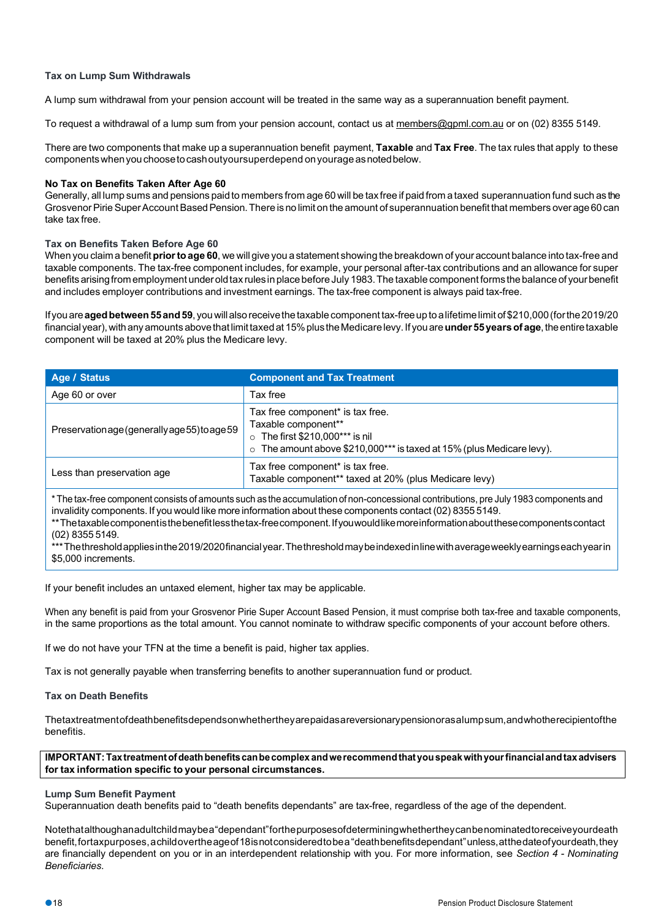### Tax on Lump Sum Withdrawals

A lump sum withdrawal from your pension account will be treated in the same way as a superannuation benefit payment.

To request a withdrawal of a lump sum from your pension account, contact us at members@gpml.com.au or on (02) 8355 5149.

There are two components that make up a superannuation benefit payment, **Taxable** and **Tax Free**. The tax rules that apply to these components when you choose to cash out your super depend on your age as noted below.

**No Tax on Benefits Taken After Age 60**
Generally, all lump sums and pensions paid to members from age 60 will be tax free if paid from a taxed superannuation fund such as the Grosvenor Pirie Super Account Based Pension. There is no limit on the amount of superannuation benefit that members over age 60 can take tax free.

**Tax on Benefits Taken Before Age 60**
When you claim a benefit **prior to age 60**, we will give you a statement showing the breakdown of your account balance into tax-free and taxable components. The tax-free component includes, for example, your personal after-tax contributions and an allowance for super benefits arising from employment under old tax rules in place before July 1983. The taxable component forms the balance of your benefit and includes employer contributions and investment earnings. The tax-free component is always paid tax-free.

If you are **aged between 55 and 59**, you will also receive the taxable component tax-free up to a lifetime limit of $210,000 (for the 2019/20 financial year), with any amounts above that limit taxed at 15% plus the Medicare levy. If you are **under 55 years of age**, the entire taxable component will be taxed at 20% plus the Medicare levy.

| Age / Status | Component and Tax Treatment |
|---|---|
| Age 60 or over | Tax free |
| Preservation age (generally age 55) to age 59 | Tax free component* is tax free.<br>Taxable component**<br>○ The first $210,000*** is nil<br>○ The amount above $210,000*** is taxed at 15% (plus Medicare levy). |
| Less than preservation age | Tax free component* is tax free.<br>Taxable component** taxed at 20% (plus Medicare levy) |

\* The tax-free component consists of amounts such as the accumulation of non-concessional contributions, pre July 1983 components and invalidity components. If you would like more information about these components contact (02) 8355 5149.
** The taxable component is the benefit less the tax-free component. If you would like more information about these components contact (02) 8355 5149.
*** The threshold applies in the 2019/2020 financial year. The threshold may be indexed in line with average weekly earnings each year in $5,000 increments.

If your benefit includes an untaxed element, higher tax may be applicable.

When any benefit is paid from your Grosvenor Pirie Super Account Based Pension, it must comprise both tax-free and taxable components, in the same proportions as the total amount. You cannot nominate to withdraw specific components of your account before others.

If we do not have your TFN at the time a benefit is paid, higher tax applies.

Tax is not generally payable when transferring benefits to another superannuation fund or product.

### Tax on Death Benefits

The tax treatment of death benefits depends on whether they are paid as a reversionary pension or as a lump sum, and who the recipient of the benefit is.

**IMPORTANT: Tax treatment of death benefits can be complex and we recommend that you speak with your financial and tax advisers for tax information specific to your personal circumstances.**

**Lump Sum Benefit Payment**
Superannuation death benefits paid to "death benefits dependants" are tax-free, regardless of the age of the dependent.

Note that although an adult child may be a "dependant" for the purposes of determining whether they can be nominated to receive your death benefit, for tax purposes, a child over the age of 18 is not considered to be a "death benefits dependant" unless, at the date of your death, they are financially dependent on you or in an interdependent relationship with you. For more information, see *Section 4 - Nominating Beneficiaries*.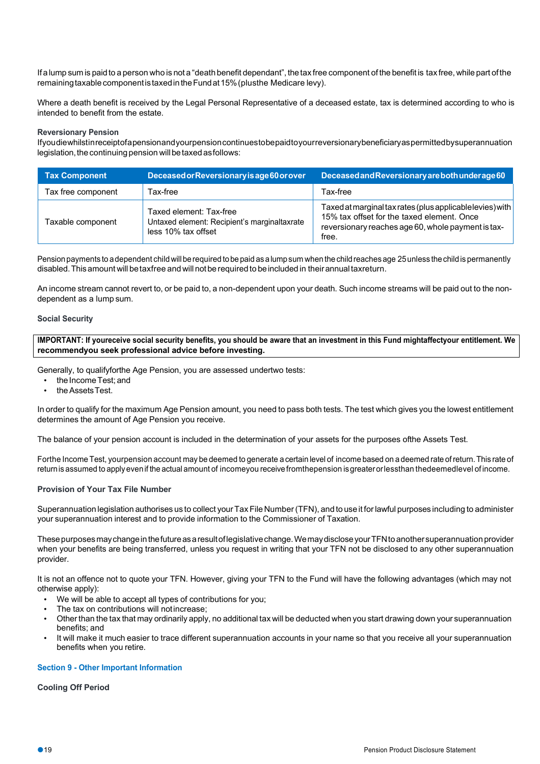If a lump sum is paid to a person who is not a "death benefit dependant", the tax free component of the benefit is tax free, while part of the remaining taxable component is taxed in the Fund at 15% (plus the Medicare levy).

Where a death benefit is received by the Legal Personal Representative of a deceased estate, tax is determined according to who is intended to benefit from the estate.

**Reversionary Pension**

If you die whilst in receipt of a pension and your pension continues to be paid to your reversionary beneficiary as permitted by superannuation legislation, the continuing pension will be taxed as follows:

| Tax Component | Deceased or Reversionary is age 60 or over | Deceased and Reversionary are both under age 60 |
|---|---|---|
| Tax free component | Tax-free | Tax-free |
| Taxable component | Taxed element: Tax-free<br>Untaxed element: Recipient's marginal tax rate less 10% tax offset | Taxed at marginal tax rates (plus applicable levies) with 15% tax offset for the taxed element. Once reversionary reaches age 60, whole payment is tax-free. |

Pension payments to a dependent child will be required to be paid as a lump sum when the child reaches age 25 unless the child is permanently disabled. This amount will be tax free and will not be required to be included in their annual tax return.

An income stream cannot revert to, or be paid to, a non-dependent upon your death. Such income streams will be paid out to the non-dependent as a lump sum.

**Social Security**

**IMPORTANT: If you receive social security benefits, you should be aware that an investment in this Fund might affect your entitlement. We recommend you seek professional advice before investing.**

Generally, to qualify for the Age Pension, you are assessed under two tests:

- the Income Test; and
- the Assets Test.

In order to qualify for the maximum Age Pension amount, you need to pass both tests. The test which gives you the lowest entitlement determines the amount of Age Pension you receive.

The balance of your pension account is included in the determination of your assets for the purposes of the Assets Test.

For the Income Test, your pension account may be deemed to generate a certain level of income based on a deemed rate of return. This rate of return is assumed to apply even if the actual amount of income you receive from the pension is greater or less than the deemed level of income.

**Provision of Your Tax File Number**

Superannuation legislation authorises us to collect your Tax File Number (TFN), and to use it for lawful purposes including to administer your superannuation interest and to provide information to the Commissioner of Taxation.

These purposes may change in the future as a result of legislative change. We may disclose your TFN to another superannuation provider when your benefits are being transferred, unless you request in writing that your TFN not be disclosed to any other superannuation provider.

It is not an offence not to quote your TFN. However, giving your TFN to the Fund will have the following advantages (which may not otherwise apply):

- We will be able to accept all types of contributions for you;
- The tax on contributions will not increase;
- Other than the tax that may ordinarily apply, no additional tax will be deducted when you start drawing down your superannuation benefits; and
- It will make it much easier to trace different superannuation accounts in your name so that you receive all your superannuation benefits when you retire.

## Section 9 - Other Important Information

**Cooling Off Period**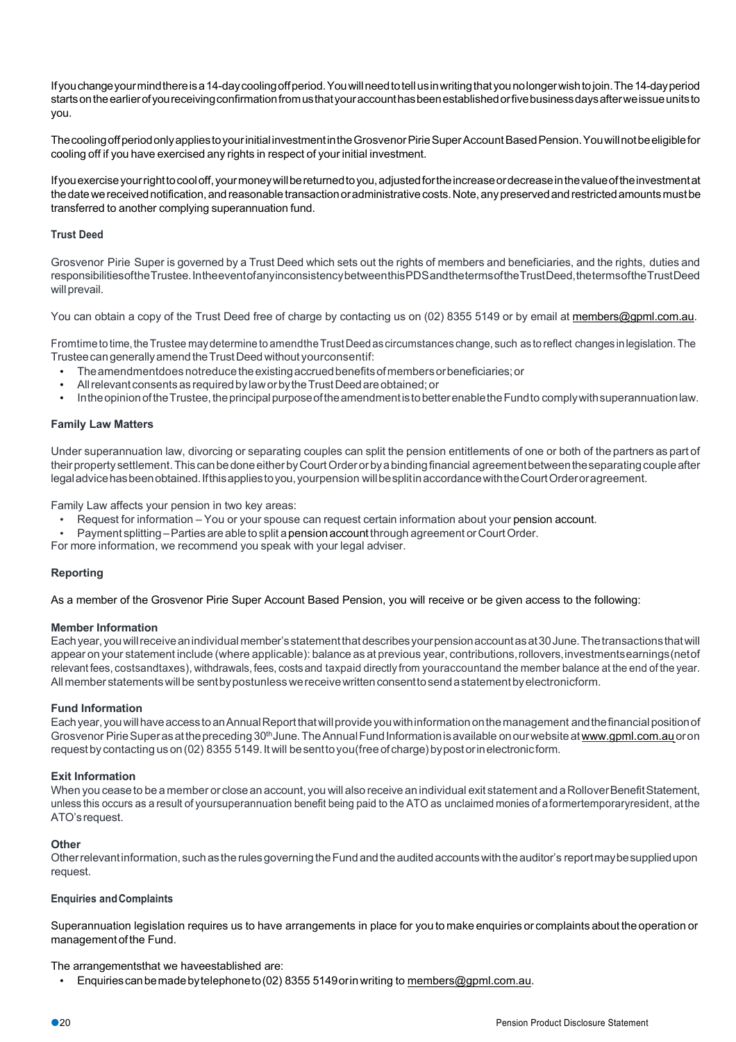If you change your mind there is a 14-day cooling off period. You will need to tell us in writing that you no longer wish to join. The 14-day period starts on the earlier of you receiving confirmation from us that your account has been established or five business days after we issue units to you.

The cooling off period only applies to your initial investment in the Grosvenor Pirie Super Account Based Pension. You will not be eligible for cooling off if you have exercised any rights in respect of your initial investment.

If you exercise your right to cool off, your money will be returned to you, adjusted for the increase or decrease in the value of the investment at the date we received notification, and reasonable transaction or administrative costs. Note, any preserved and restricted amounts must be transferred to another complying superannuation fund.

#### Trust Deed

Grosvenor Pirie Super is governed by a Trust Deed which sets out the rights of members and beneficiaries, and the rights, duties and responsibilities of the Trustee. In the event of any inconsistency between this PDS and the terms of the Trust Deed, the terms of the Trust Deed will prevail.

You can obtain a copy of the Trust Deed free of charge by contacting us on (02) 8355 5149 or by email at members@gpml.com.au.

From time to time, the Trustee may determine to amend the Trust Deed as circumstances change, such as to reflect changes in legislation. The Trustee can generally amend the Trust Deed without your consent if:

- The amendment does not reduce the existing accrued benefits of members or beneficiaries; or
- All relevant consents as required by law or by the Trust Deed are obtained; or
- In the opinion of the Trustee, the principal purpose of the amendment is to better enable the Fund to comply with superannuation law.

#### Family Law Matters

Under superannuation law, divorcing or separating couples can split the pension entitlements of one or both of the partners as part of their property settlement. This can be done either by Court Order or by a binding financial agreement between the separating couple after legal advice has been obtained. If this applies to you, your pension will be split in accordance with the Court Order or agreement.

Family Law affects your pension in two key areas:

- Request for information – You or your spouse can request certain information about your pension account.
- Payment splitting – Parties are able to split a pension account through agreement or Court Order.

For more information, we recommend you speak with your legal adviser.

#### Reporting

As a member of the Grosvenor Pirie Super Account Based Pension, you will receive or be given access to the following:

**Member Information**
Each year, you will receive an individual member's statement that describes your pension account as at 30 June. The transactions that will appear on your statement include (where applicable): balance as at previous year, contributions, rollovers, investments earnings (net of relevant fees, costs and taxes), withdrawals, fees, costs and tax paid directly from your account and the member balance at the end of the year. All member statements will be sent by post unless we receive written consent to send a statement by electronic form.

**Fund Information**
Each year, you will have access to an Annual Report that will provide you with information on the management and the financial position of Grosvenor Pirie Super as at the preceding 30th June. The Annual Fund Information is available on our website at www.gpml.com.au or on request by contacting us on (02) 8355 5149. It will be sent to you (free of charge) by post or in electronic form.

**Exit Information**
When you cease to be a member or close an account, you will also receive an individual exit statement and a Rollover Benefit Statement, unless this occurs as a result of your superannuation benefit being paid to the ATO as unclaimed monies of a former temporary resident, at the ATO's request.

**Other**
Other relevant information, such as the rules governing the Fund and the audited accounts with the auditor's report may be supplied upon request.

#### Enquiries and Complaints

Superannuation legislation requires us to have arrangements in place for you to make enquiries or complaints about the operation or management of the Fund.

The arrangements that we have established are:

- Enquiries can be made by telephone to (02) 8355 5149 or in writing to members@gpml.com.au.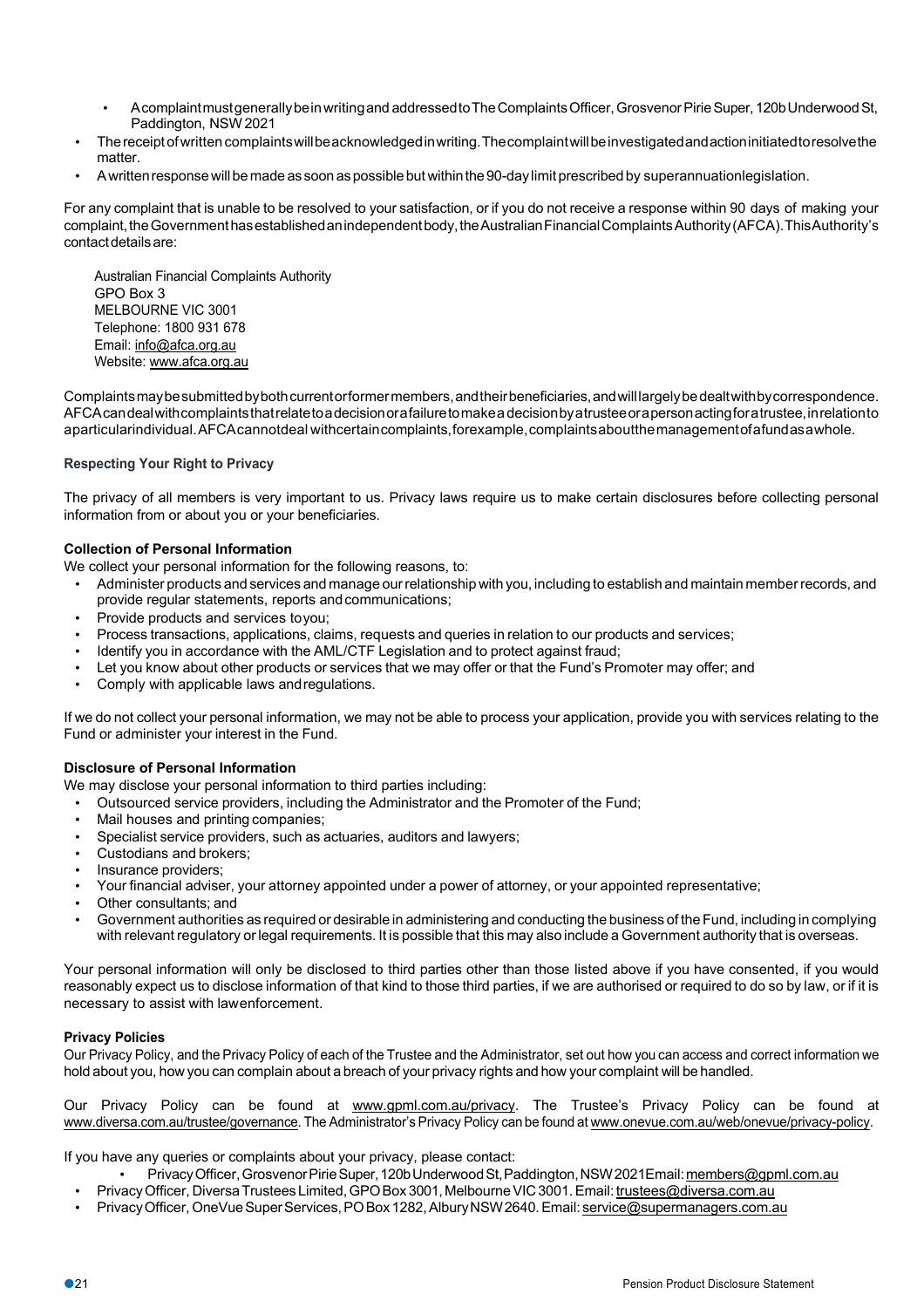- A complaint must generally be in writing and addressed to The Complaints Officer, Grosvenor Pirie Super, 120b Underwood St, Paddington, NSW 2021
- The receipt of written complaints will be acknowledged in writing. The complaint will be investigated and action initiated to resolve the matter.
- A written response will be made as soon as possible but within the 90-day limit prescribed by superannuation legislation.

For any complaint that is unable to be resolved to your satisfaction, or if you do not receive a response within 90 days of making your complaint, the Government has established an independent body, the Australian Financial Complaints Authority (AFCA). This Authority's contact details are:

Australian Financial Complaints Authority
GPO Box 3
MELBOURNE VIC 3001
Telephone: 1800 931 678
Email: info@afca.org.au
Website: www.afca.org.au

Complaints may be submitted by both current or former members, and their beneficiaries, and will largely be dealt with by correspondence. AFCA can deal with complaints that relate to a decision or a failure to make a decision by a trustee or a person acting for a trustee, in relation to a particular individual. AFCA cannot deal with certain complaints, for example, complaints about the management of a fund as a whole.

### Respecting Your Right to Privacy

The privacy of all members is very important to us. Privacy laws require us to make certain disclosures before collecting personal information from or about you or your beneficiaries.

**Collection of Personal Information**

We collect your personal information for the following reasons, to:

- Administer products and services and manage our relationship with you, including to establish and maintain member records, and provide regular statements, reports and communications;
- Provide products and services to you;
- Process transactions, applications, claims, requests and queries in relation to our products and services;
- Identify you in accordance with the AML/CTF Legislation and to protect against fraud;
- Let you know about other products or services that we may offer or that the Fund's Promoter may offer; and
- Comply with applicable laws and regulations.

If we do not collect your personal information, we may not be able to process your application, provide you with services relating to the Fund or administer your interest in the Fund.

**Disclosure of Personal Information**

We may disclose your personal information to third parties including:

- Outsourced service providers, including the Administrator and the Promoter of the Fund;
- Mail houses and printing companies;
- Specialist service providers, such as actuaries, auditors and lawyers;
- Custodians and brokers;
- Insurance providers;
- Your financial adviser, your attorney appointed under a power of attorney, or your appointed representative;
- Other consultants; and
- Government authorities as required or desirable in administering and conducting the business of the Fund, including in complying with relevant regulatory or legal requirements. It is possible that this may also include a Government authority that is overseas.

Your personal information will only be disclosed to third parties other than those listed above if you have consented, if you would reasonably expect us to disclose information of that kind to those third parties, if we are authorised or required to do so by law, or if it is necessary to assist with law enforcement.

**Privacy Policies**

Our Privacy Policy, and the Privacy Policy of each of the Trustee and the Administrator, set out how you can access and correct information we hold about you, how you can complain about a breach of your privacy rights and how your complaint will be handled.

Our Privacy Policy can be found at www.gpml.com.au/privacy. The Trustee's Privacy Policy can be found at www.diversa.com.au/trustee/governance. The Administrator's Privacy Policy can be found at www.onevue.com.au/web/onevue/privacy-policy.

If you have any queries or complaints about your privacy, please contact:

- Privacy Officer, Grosvenor Pirie Super, 120b Underwood St, Paddington, NSW 2021 Email: members@gpml.com.au
- Privacy Officer, Diversa Trustees Limited, GPO Box 3001, Melbourne VIC 3001. Email: trustees@diversa.com.au
- Privacy Officer, OneVue Super Services, PO Box 1282, Albury NSW 2640. Email: service@supermanagers.com.au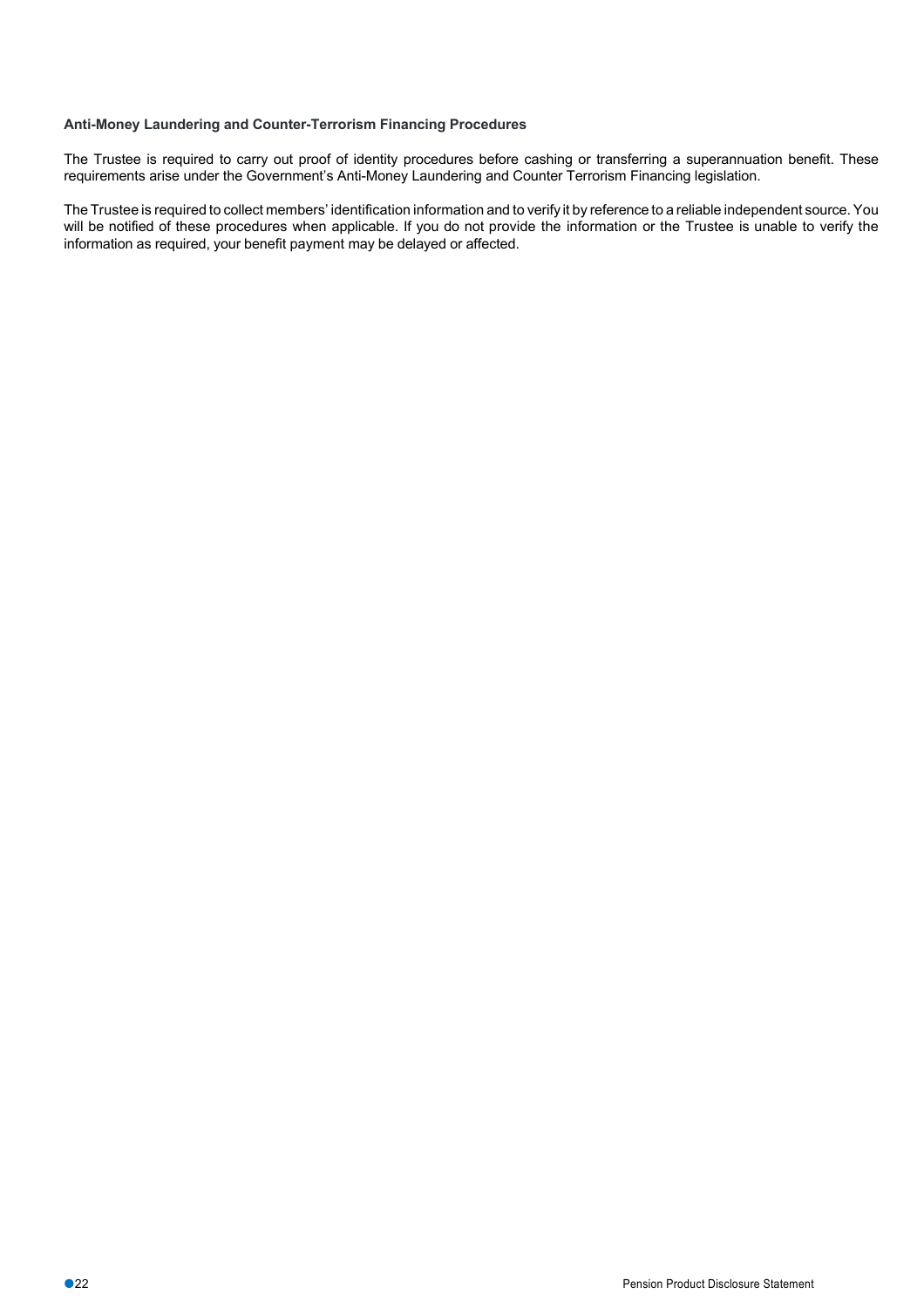### Anti-Money Laundering and Counter-Terrorism Financing Procedures

The Trustee is required to carry out proof of identity procedures before cashing or transferring a superannuation benefit. These requirements arise under the Government's Anti-Money Laundering and Counter Terrorism Financing legislation.

The Trustee is required to collect members' identification information and to verify it by reference to a reliable independent source. You will be notified of these procedures when applicable. If you do not provide the information or the Trustee is unable to verify the information as required, your benefit payment may be delayed or affected.